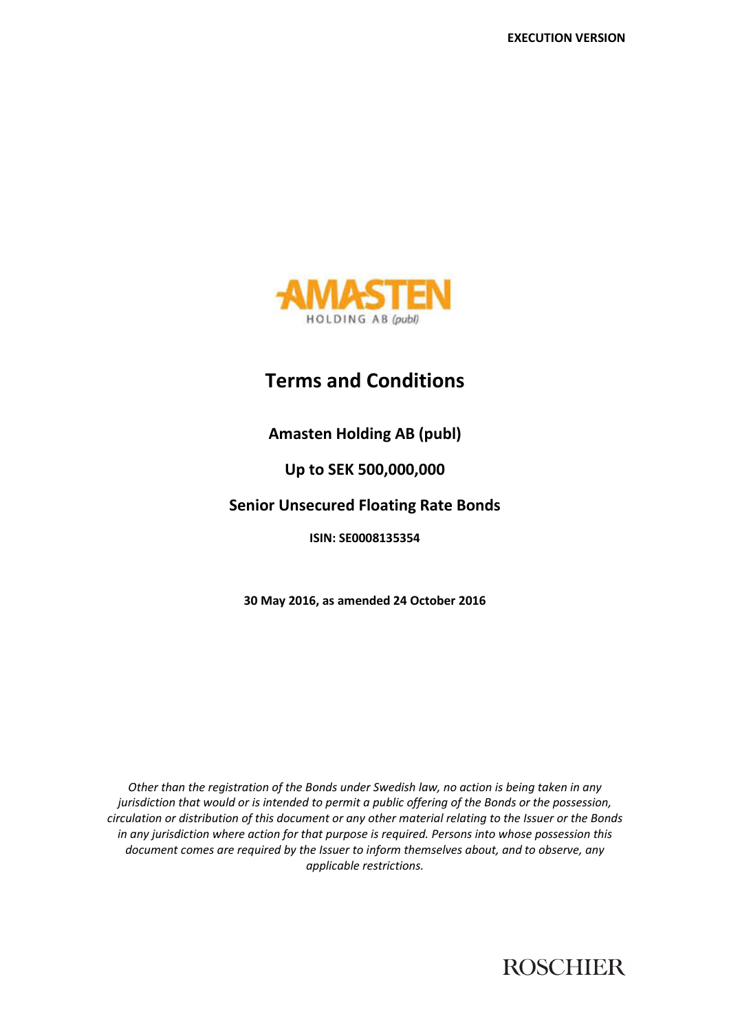**EXECUTION VERSION**

AMASTEN

HOLDING AB (publ)

# Terms and Conditions

**Amasten Holding AB (publ)**

**Up to SEK 500,000,000**

**Senior Unsecured Floating Rate Bonds**

**ISIN: SE0008135354**

**30 May 2016, as amended 24 October 2016**

*Other than the registration of the Bonds under Swedish law, no action is being taken in any jurisdiction that would or is intended to permit a public offering of the Bonds or the possession, circulation or distribution of this document or any other material relating to the Issuer or the Bonds in any jurisdiction where action for that purpose is required. Persons into whose possession this document comes are required by the Issuer to inform themselves about, and to observe, any applicable restrictions.*

ROSCHIER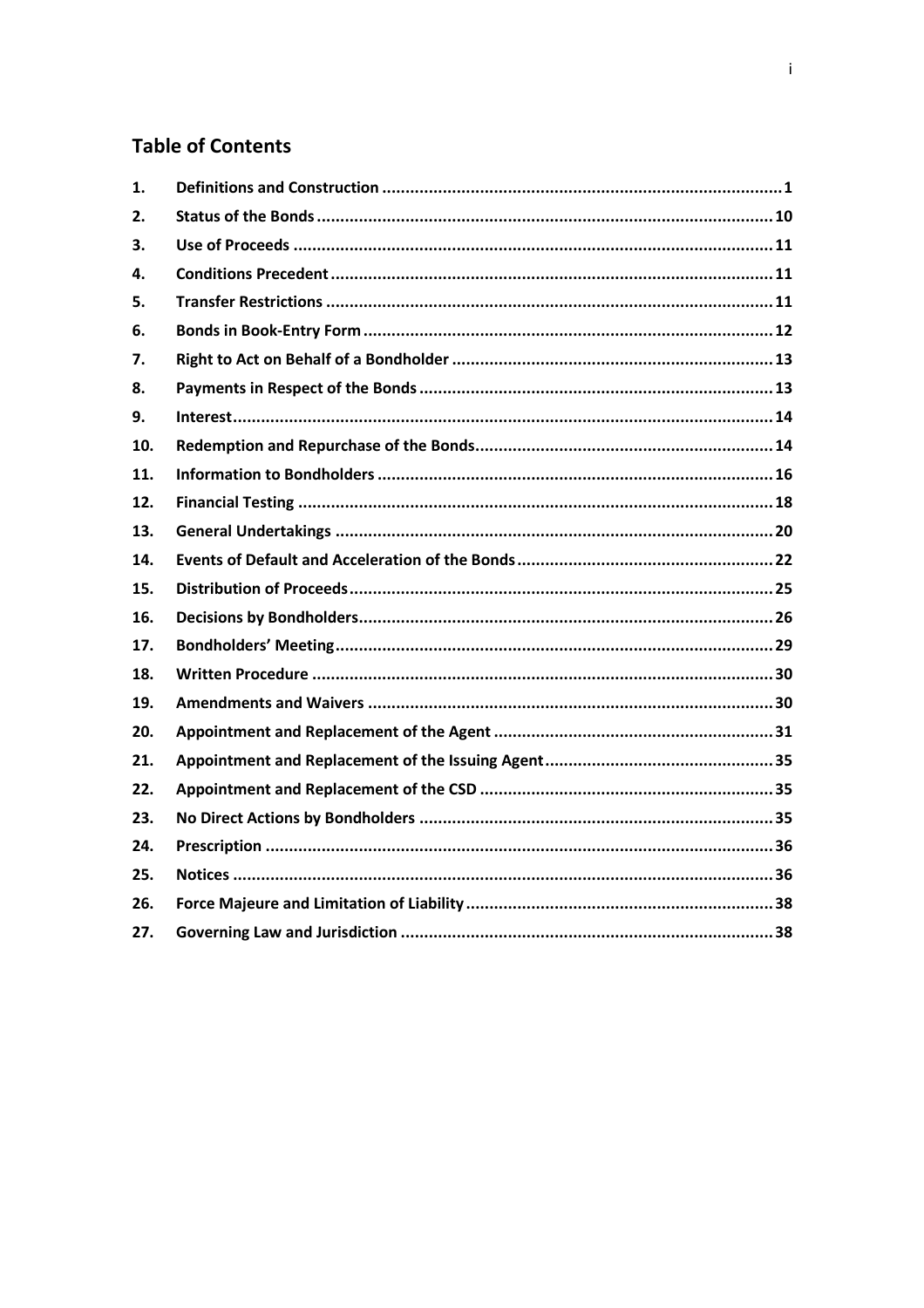## Table of Contents

| | | |
|---|---|---|
| 1. | Definitions and Construction | 1 |
| 2. | Status of the Bonds | 10 |
| 3. | Use of Proceeds | 11 |
| 4. | Conditions Precedent | 11 |
| 5. | Transfer Restrictions | 11 |
| 6. | Bonds in Book-Entry Form | 12 |
| 7. | Right to Act on Behalf of a Bondholder | 13 |
| 8. | Payments in Respect of the Bonds | 13 |
| 9. | Interest | 14 |
| 10. | Redemption and Repurchase of the Bonds | 14 |
| 11. | Information to Bondholders | 16 |
| 12. | Financial Testing | 18 |
| 13. | General Undertakings | 20 |
| 14. | Events of Default and Acceleration of the Bonds | 22 |
| 15. | Distribution of Proceeds | 25 |
| 16. | Decisions by Bondholders | 26 |
| 17. | Bondholders' Meeting | 29 |
| 18. | Written Procedure | 30 |
| 19. | Amendments and Waivers | 30 |
| 20. | Appointment and Replacement of the Agent | 31 |
| 21. | Appointment and Replacement of the Issuing Agent | 35 |
| 22. | Appointment and Replacement of the CSD | 35 |
| 23. | No Direct Actions by Bondholders | 35 |
| 24. | Prescription | 36 |
| 25. | Notices | 36 |
| 26. | Force Majeure and Limitation of Liability | 38 |
| 27. | Governing Law and Jurisdiction | 38 |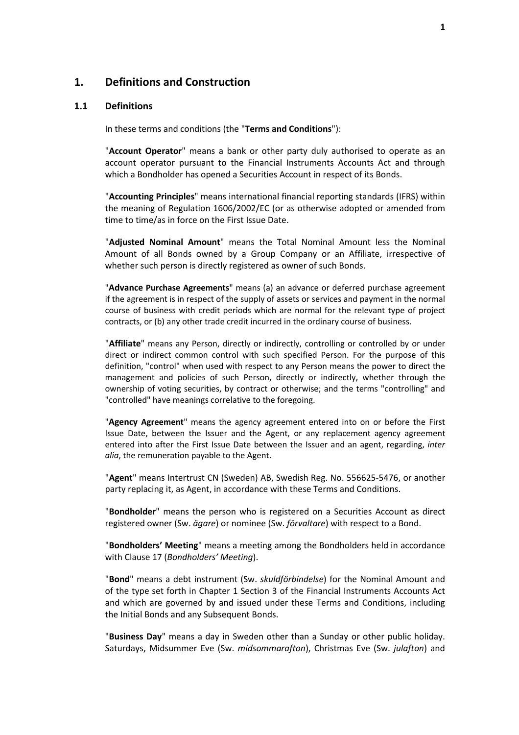# 1. Definitions and Construction

## 1.1 Definitions

In these terms and conditions (the "**Terms and Conditions**"):

"**Account Operator**" means a bank or other party duly authorised to operate as an account operator pursuant to the Financial Instruments Accounts Act and through which a Bondholder has opened a Securities Account in respect of its Bonds.

"**Accounting Principles**" means international financial reporting standards (IFRS) within the meaning of Regulation 1606/2002/EC (or as otherwise adopted or amended from time to time/as in force on the First Issue Date.

"**Adjusted Nominal Amount**" means the Total Nominal Amount less the Nominal Amount of all Bonds owned by a Group Company or an Affiliate, irrespective of whether such person is directly registered as owner of such Bonds.

"**Advance Purchase Agreements**" means (a) an advance or deferred purchase agreement if the agreement is in respect of the supply of assets or services and payment in the normal course of business with credit periods which are normal for the relevant type of project contracts, or (b) any other trade credit incurred in the ordinary course of business.

"**Affiliate**" means any Person, directly or indirectly, controlling or controlled by or under direct or indirect common control with such specified Person. For the purpose of this definition, "control" when used with respect to any Person means the power to direct the management and policies of such Person, directly or indirectly, whether through the ownership of voting securities, by contract or otherwise; and the terms "controlling" and "controlled" have meanings correlative to the foregoing.

"**Agency Agreement**" means the agency agreement entered into on or before the First Issue Date, between the Issuer and the Agent, or any replacement agency agreement entered into after the First Issue Date between the Issuer and an agent, regarding, *inter alia*, the remuneration payable to the Agent.

"**Agent**" means Intertrust CN (Sweden) AB, Swedish Reg. No. 556625-5476, or another party replacing it, as Agent, in accordance with these Terms and Conditions.

"**Bondholder**" means the person who is registered on a Securities Account as direct registered owner (Sw. *ägare*) or nominee (Sw. *förvaltare*) with respect to a Bond.

"**Bondholders' Meeting**" means a meeting among the Bondholders held in accordance with Clause 17 (*Bondholders' Meeting*).

"**Bond**" means a debt instrument (Sw. *skuldförbindelse*) for the Nominal Amount and of the type set forth in Chapter 1 Section 3 of the Financial Instruments Accounts Act and which are governed by and issued under these Terms and Conditions, including the Initial Bonds and any Subsequent Bonds.

"**Business Day**" means a day in Sweden other than a Sunday or other public holiday. Saturdays, Midsummer Eve (Sw. *midsommarafton*), Christmas Eve (Sw. *julafton*) and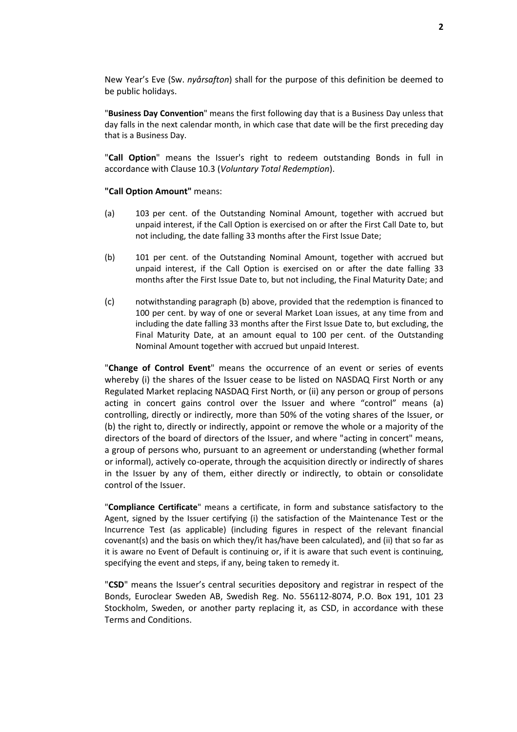New Year's Eve (Sw. *nyårsafton*) shall for the purpose of this definition be deemed to be public holidays.

"**Business Day Convention**" means the first following day that is a Business Day unless that day falls in the next calendar month, in which case that date will be the first preceding day that is a Business Day.

"**Call Option**" means the Issuer's right to redeem outstanding Bonds in full in accordance with Clause 10.3 (*Voluntary Total Redemption*).

**"Call Option Amount"** means:

(a) 103 per cent. of the Outstanding Nominal Amount, together with accrued but unpaid interest, if the Call Option is exercised on or after the First Call Date to, but not including, the date falling 33 months after the First Issue Date;

(b) 101 per cent. of the Outstanding Nominal Amount, together with accrued but unpaid interest, if the Call Option is exercised on or after the date falling 33 months after the First Issue Date to, but not including, the Final Maturity Date; and

(c) notwithstanding paragraph (b) above, provided that the redemption is financed to 100 per cent. by way of one or several Market Loan issues, at any time from and including the date falling 33 months after the First Issue Date to, but excluding, the Final Maturity Date, at an amount equal to 100 per cent. of the Outstanding Nominal Amount together with accrued but unpaid Interest.

"**Change of Control Event**" means the occurrence of an event or series of events whereby (i) the shares of the Issuer cease to be listed on NASDAQ First North or any Regulated Market replacing NASDAQ First North, or (ii) any person or group of persons acting in concert gains control over the Issuer and where "control" means (a) controlling, directly or indirectly, more than 50% of the voting shares of the Issuer, or (b) the right to, directly or indirectly, appoint or remove the whole or a majority of the directors of the board of directors of the Issuer, and where "acting in concert" means, a group of persons who, pursuant to an agreement or understanding (whether formal or informal), actively co-operate, through the acquisition directly or indirectly of shares in the Issuer by any of them, either directly or indirectly, to obtain or consolidate control of the Issuer.

"**Compliance Certificate**" means a certificate, in form and substance satisfactory to the Agent, signed by the Issuer certifying (i) the satisfaction of the Maintenance Test or the Incurrence Test (as applicable) (including figures in respect of the relevant financial covenant(s) and the basis on which they/it has/have been calculated), and (ii) that so far as it is aware no Event of Default is continuing or, if it is aware that such event is continuing, specifying the event and steps, if any, being taken to remedy it.

"**CSD**" means the Issuer's central securities depository and registrar in respect of the Bonds, Euroclear Sweden AB, Swedish Reg. No. 556112-8074, P.O. Box 191, 101 23 Stockholm, Sweden, or another party replacing it, as CSD, in accordance with these Terms and Conditions.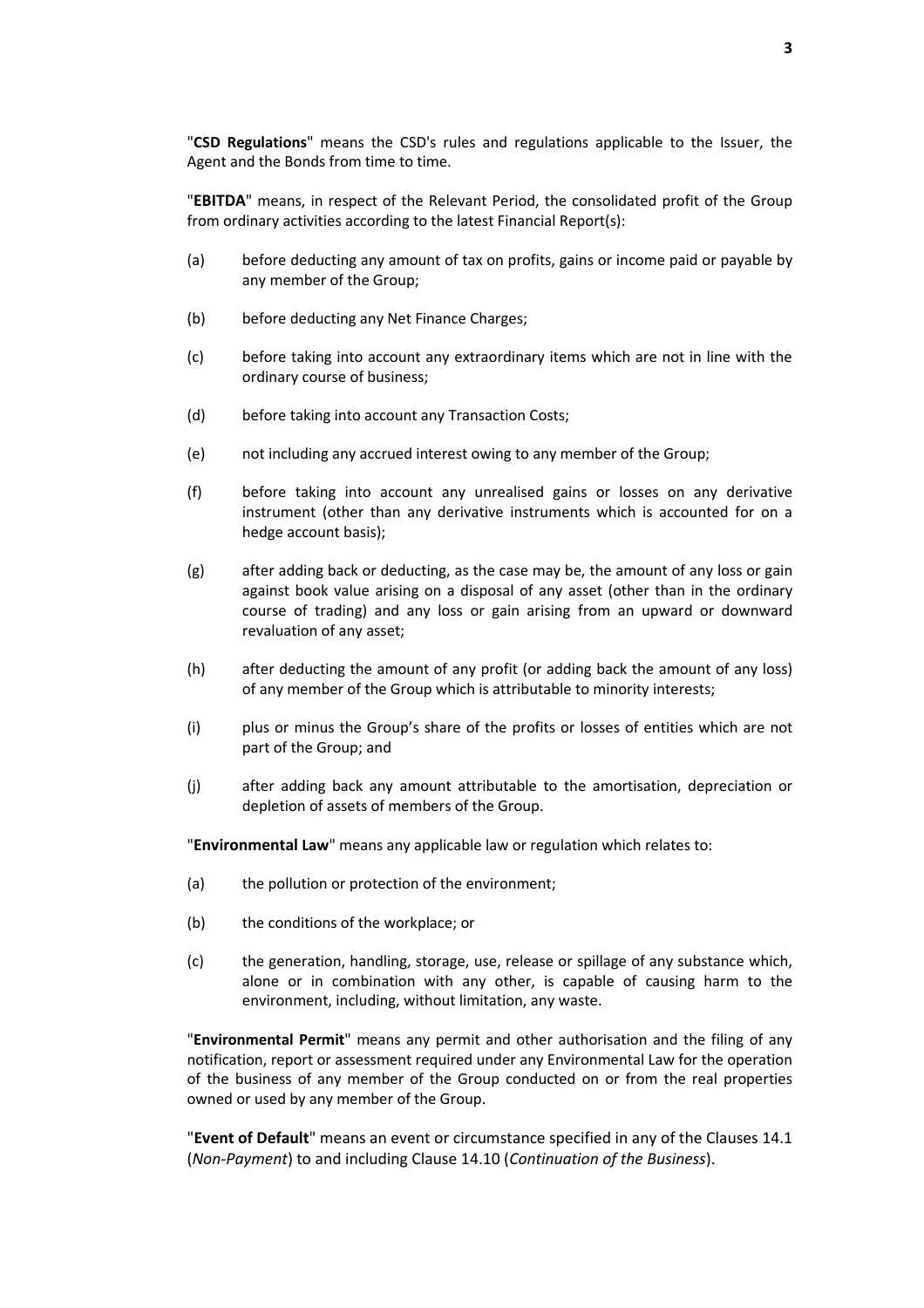"**CSD Regulations**" means the CSD's rules and regulations applicable to the Issuer, the Agent and the Bonds from time to time.

"**EBITDA**" means, in respect of the Relevant Period, the consolidated profit of the Group from ordinary activities according to the latest Financial Report(s):

(a) before deducting any amount of tax on profits, gains or income paid or payable by any member of the Group;

(b) before deducting any Net Finance Charges;

(c) before taking into account any extraordinary items which are not in line with the ordinary course of business;

(d) before taking into account any Transaction Costs;

(e) not including any accrued interest owing to any member of the Group;

(f) before taking into account any unrealised gains or losses on any derivative instrument (other than any derivative instruments which is accounted for on a hedge account basis);

(g) after adding back or deducting, as the case may be, the amount of any loss or gain against book value arising on a disposal of any asset (other than in the ordinary course of trading) and any loss or gain arising from an upward or downward revaluation of any asset;

(h) after deducting the amount of any profit (or adding back the amount of any loss) of any member of the Group which is attributable to minority interests;

(i) plus or minus the Group's share of the profits or losses of entities which are not part of the Group; and

(j) after adding back any amount attributable to the amortisation, depreciation or depletion of assets of members of the Group.

"**Environmental Law**" means any applicable law or regulation which relates to:

(a) the pollution or protection of the environment;

(b) the conditions of the workplace; or

(c) the generation, handling, storage, use, release or spillage of any substance which, alone or in combination with any other, is capable of causing harm to the environment, including, without limitation, any waste.

"**Environmental Permit**" means any permit and other authorisation and the filing of any notification, report or assessment required under any Environmental Law for the operation of the business of any member of the Group conducted on or from the real properties owned or used by any member of the Group.

"**Event of Default**" means an event or circumstance specified in any of the Clauses 14.1 (*Non-Payment*) to and including Clause 14.10 (*Continuation of the Business*).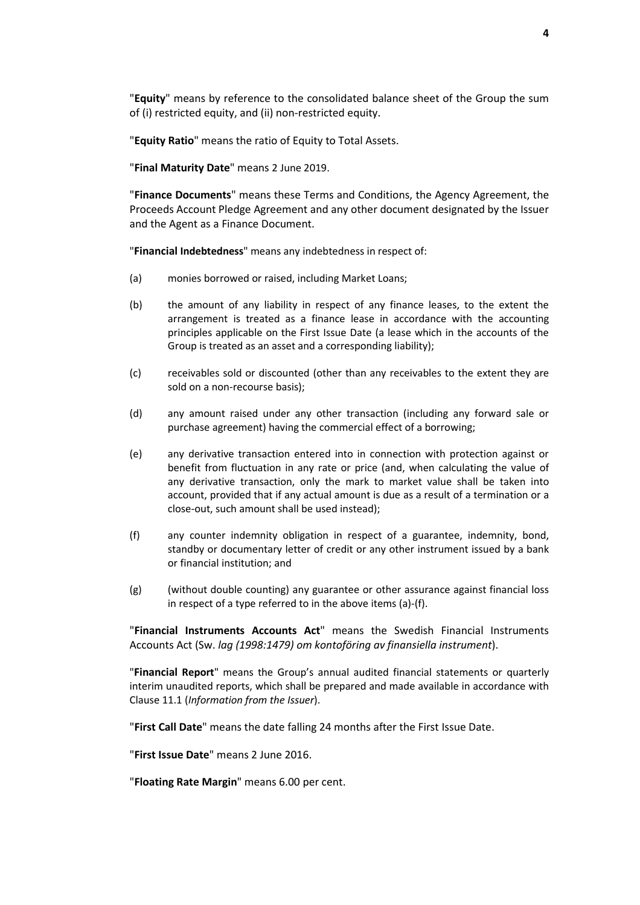"**Equity**" means by reference to the consolidated balance sheet of the Group the sum of (i) restricted equity, and (ii) non-restricted equity.

"**Equity Ratio**" means the ratio of Equity to Total Assets.

"**Final Maturity Date**" means 2 June 2019.

"**Finance Documents**" means these Terms and Conditions, the Agency Agreement, the Proceeds Account Pledge Agreement and any other document designated by the Issuer and the Agent as a Finance Document.

"**Financial Indebtedness**" means any indebtedness in respect of:

(a) monies borrowed or raised, including Market Loans;

(b) the amount of any liability in respect of any finance leases, to the extent the arrangement is treated as a finance lease in accordance with the accounting principles applicable on the First Issue Date (a lease which in the accounts of the Group is treated as an asset and a corresponding liability);

(c) receivables sold or discounted (other than any receivables to the extent they are sold on a non-recourse basis);

(d) any amount raised under any other transaction (including any forward sale or purchase agreement) having the commercial effect of a borrowing;

(e) any derivative transaction entered into in connection with protection against or benefit from fluctuation in any rate or price (and, when calculating the value of any derivative transaction, only the mark to market value shall be taken into account, provided that if any actual amount is due as a result of a termination or a close-out, such amount shall be used instead);

(f) any counter indemnity obligation in respect of a guarantee, indemnity, bond, standby or documentary letter of credit or any other instrument issued by a bank or financial institution; and

(g) (without double counting) any guarantee or other assurance against financial loss in respect of a type referred to in the above items (a)-(f).

"**Financial Instruments Accounts Act**" means the Swedish Financial Instruments Accounts Act (Sw. *lag (1998:1479) om kontoföring av finansiella instrument*).

"**Financial Report**" means the Group's annual audited financial statements or quarterly interim unaudited reports, which shall be prepared and made available in accordance with Clause 11.1 (*Information from the Issuer*).

"**First Call Date**" means the date falling 24 months after the First Issue Date.

"**First Issue Date**" means 2 June 2016.

"**Floating Rate Margin**" means 6.00 per cent.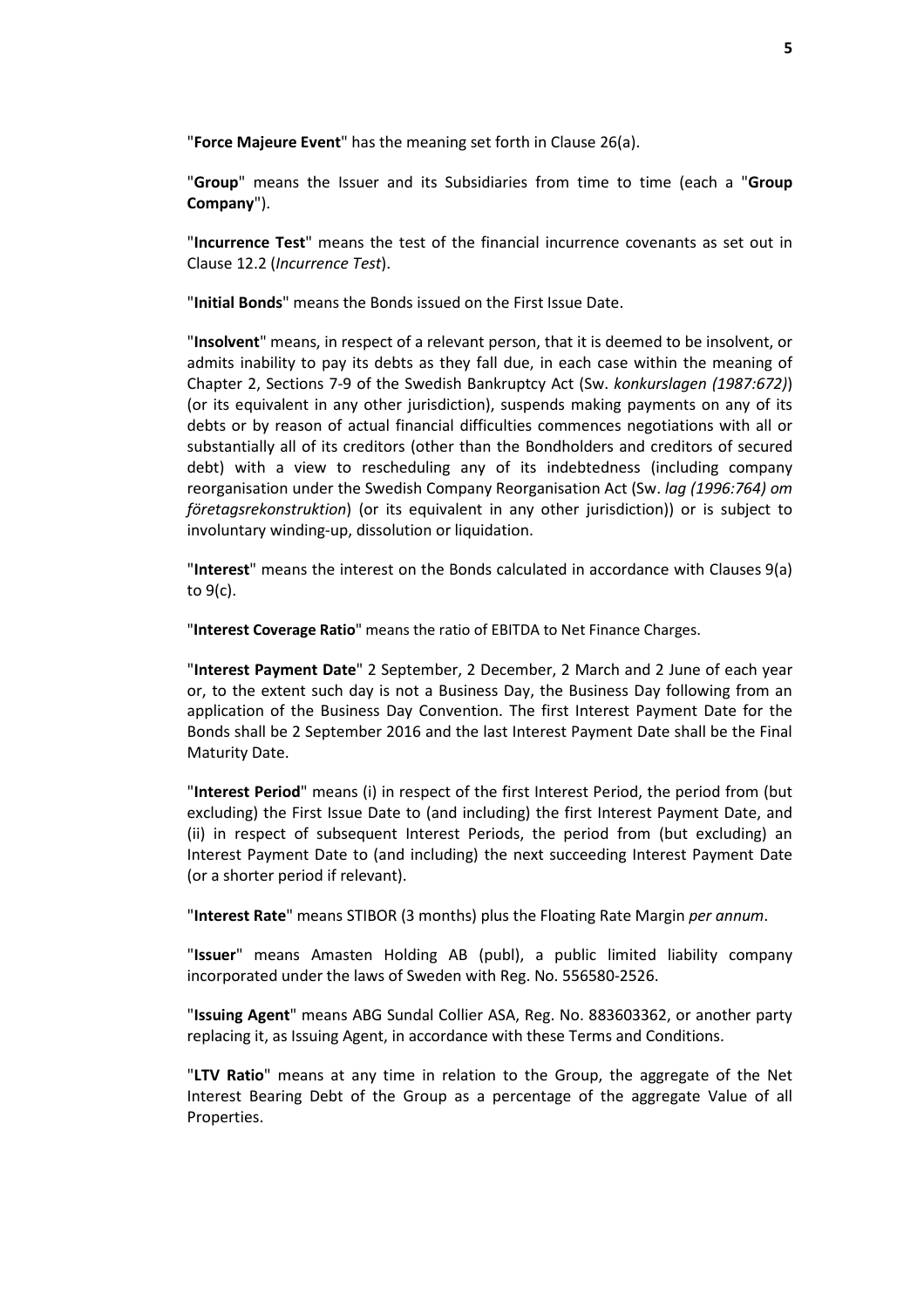"**Force Majeure Event**" has the meaning set forth in Clause 26(a).

"**Group**" means the Issuer and its Subsidiaries from time to time (each a "**Group Company**").

"**Incurrence Test**" means the test of the financial incurrence covenants as set out in Clause 12.2 (*Incurrence Test*).

"**Initial Bonds**" means the Bonds issued on the First Issue Date.

"**Insolvent**" means, in respect of a relevant person, that it is deemed to be insolvent, or admits inability to pay its debts as they fall due, in each case within the meaning of Chapter 2, Sections 7-9 of the Swedish Bankruptcy Act (Sw. *konkurslagen (1987:672)*) (or its equivalent in any other jurisdiction), suspends making payments on any of its debts or by reason of actual financial difficulties commences negotiations with all or substantially all of its creditors (other than the Bondholders and creditors of secured debt) with a view to rescheduling any of its indebtedness (including company reorganisation under the Swedish Company Reorganisation Act (Sw. *lag (1996:764) om företagsrekonstruktion*) (or its equivalent in any other jurisdiction)) or is subject to involuntary winding-up, dissolution or liquidation.

"**Interest**" means the interest on the Bonds calculated in accordance with Clauses 9(a) to 9(c).

"**Interest Coverage Ratio**" means the ratio of EBITDA to Net Finance Charges.

"**Interest Payment Date**" 2 September, 2 December, 2 March and 2 June of each year or, to the extent such day is not a Business Day, the Business Day following from an application of the Business Day Convention. The first Interest Payment Date for the Bonds shall be 2 September 2016 and the last Interest Payment Date shall be the Final Maturity Date.

"**Interest Period**" means (i) in respect of the first Interest Period, the period from (but excluding) the First Issue Date to (and including) the first Interest Payment Date, and (ii) in respect of subsequent Interest Periods, the period from (but excluding) an Interest Payment Date to (and including) the next succeeding Interest Payment Date (or a shorter period if relevant).

"**Interest Rate**" means STIBOR (3 months) plus the Floating Rate Margin *per annum*.

"**Issuer**" means Amasten Holding AB (publ), a public limited liability company incorporated under the laws of Sweden with Reg. No. 556580-2526.

"**Issuing Agent**" means ABG Sundal Collier ASA, Reg. No. 883603362, or another party replacing it, as Issuing Agent, in accordance with these Terms and Conditions.

"**LTV Ratio**" means at any time in relation to the Group, the aggregate of the Net Interest Bearing Debt of the Group as a percentage of the aggregate Value of all Properties.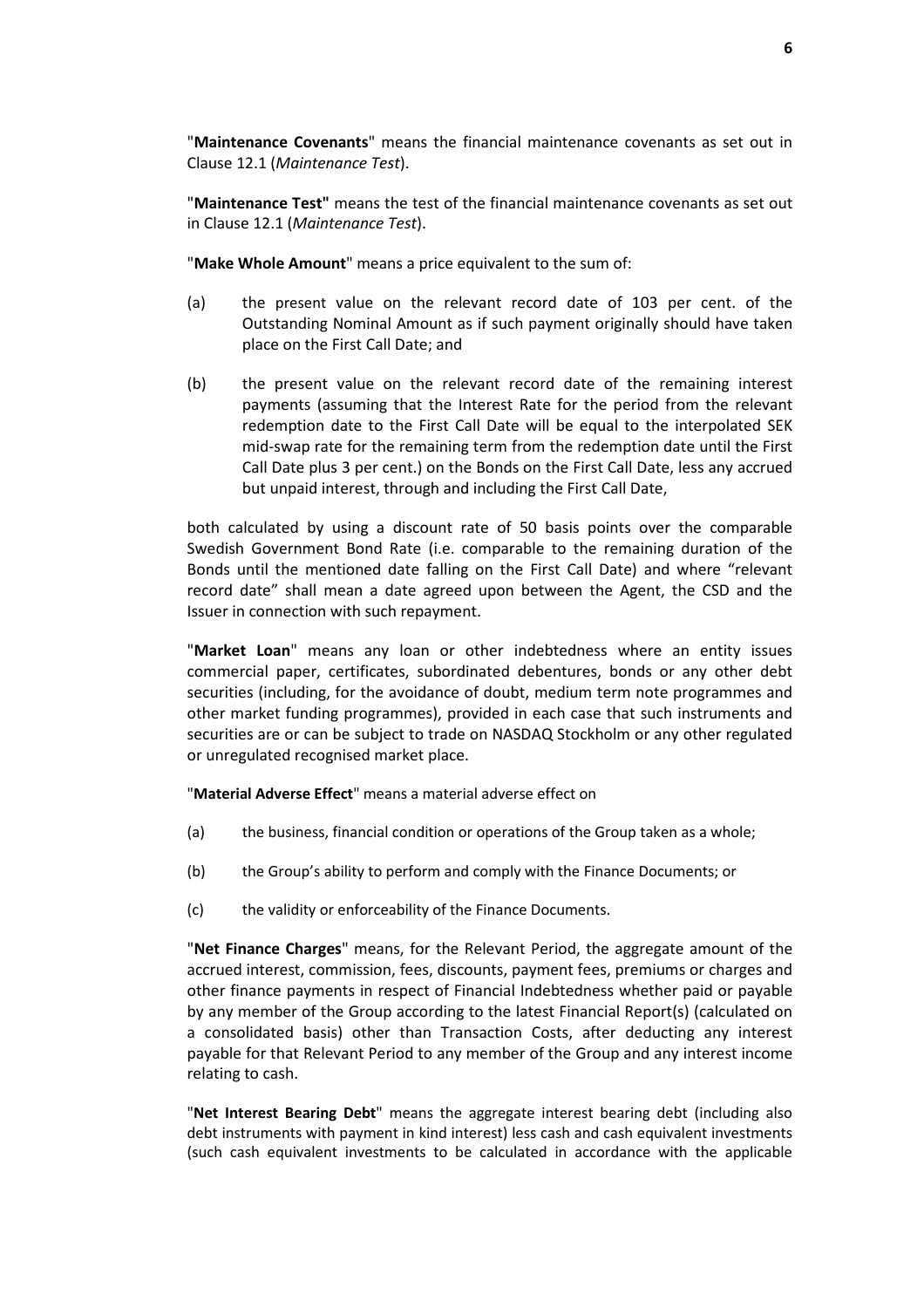"**Maintenance Covenants**" means the financial maintenance covenants as set out in Clause 12.1 (*Maintenance Test*).

"**Maintenance Test"** means the test of the financial maintenance covenants as set out in Clause 12.1 (*Maintenance Test*).

"**Make Whole Amount**" means a price equivalent to the sum of:

(a) the present value on the relevant record date of 103 per cent. of the Outstanding Nominal Amount as if such payment originally should have taken place on the First Call Date; and

(b) the present value on the relevant record date of the remaining interest payments (assuming that the Interest Rate for the period from the relevant redemption date to the First Call Date will be equal to the interpolated SEK mid-swap rate for the remaining term from the redemption date until the First Call Date plus 3 per cent.) on the Bonds on the First Call Date, less any accrued but unpaid interest, through and including the First Call Date,

both calculated by using a discount rate of 50 basis points over the comparable Swedish Government Bond Rate (i.e. comparable to the remaining duration of the Bonds until the mentioned date falling on the First Call Date) and where "relevant record date" shall mean a date agreed upon between the Agent, the CSD and the Issuer in connection with such repayment.

"**Market Loan**" means any loan or other indebtedness where an entity issues commercial paper, certificates, subordinated debentures, bonds or any other debt securities (including, for the avoidance of doubt, medium term note programmes and other market funding programmes), provided in each case that such instruments and securities are or can be subject to trade on NASDAQ Stockholm or any other regulated or unregulated recognised market place.

"**Material Adverse Effect**" means a material adverse effect on

(a) the business, financial condition or operations of the Group taken as a whole;

(b) the Group's ability to perform and comply with the Finance Documents; or

(c) the validity or enforceability of the Finance Documents.

"**Net Finance Charges**" means, for the Relevant Period, the aggregate amount of the accrued interest, commission, fees, discounts, payment fees, premiums or charges and other finance payments in respect of Financial Indebtedness whether paid or payable by any member of the Group according to the latest Financial Report(s) (calculated on a consolidated basis) other than Transaction Costs, after deducting any interest payable for that Relevant Period to any member of the Group and any interest income relating to cash.

"**Net Interest Bearing Debt**" means the aggregate interest bearing debt (including also debt instruments with payment in kind interest) less cash and cash equivalent investments (such cash equivalent investments to be calculated in accordance with the applicable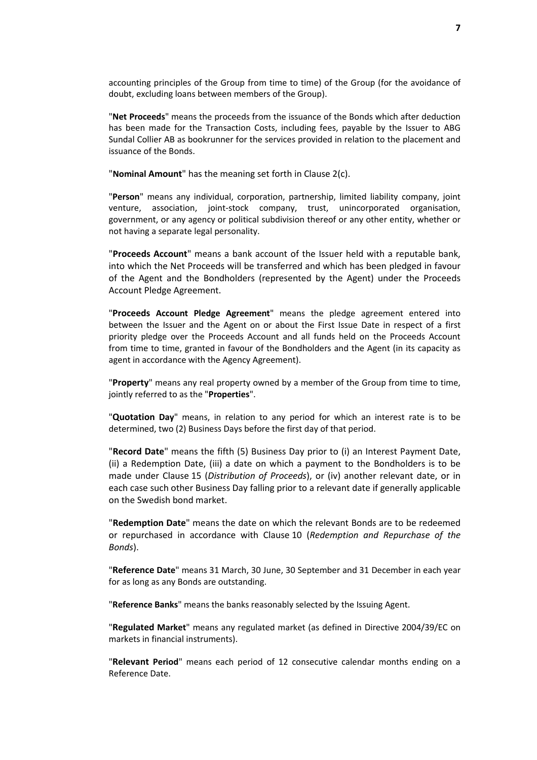accounting principles of the Group from time to time) of the Group (for the avoidance of doubt, excluding loans between members of the Group).

"**Net Proceeds**" means the proceeds from the issuance of the Bonds which after deduction has been made for the Transaction Costs, including fees, payable by the Issuer to ABG Sundal Collier AB as bookrunner for the services provided in relation to the placement and issuance of the Bonds.

"**Nominal Amount**" has the meaning set forth in Clause 2(c).

"**Person**" means any individual, corporation, partnership, limited liability company, joint venture, association, joint-stock company, trust, unincorporated organisation, government, or any agency or political subdivision thereof or any other entity, whether or not having a separate legal personality.

"**Proceeds Account**" means a bank account of the Issuer held with a reputable bank, into which the Net Proceeds will be transferred and which has been pledged in favour of the Agent and the Bondholders (represented by the Agent) under the Proceeds Account Pledge Agreement.

"**Proceeds Account Pledge Agreement**" means the pledge agreement entered into between the Issuer and the Agent on or about the First Issue Date in respect of a first priority pledge over the Proceeds Account and all funds held on the Proceeds Account from time to time, granted in favour of the Bondholders and the Agent (in its capacity as agent in accordance with the Agency Agreement).

"**Property**" means any real property owned by a member of the Group from time to time, jointly referred to as the "**Properties**".

"**Quotation Day**" means, in relation to any period for which an interest rate is to be determined, two (2) Business Days before the first day of that period.

"**Record Date**" means the fifth (5) Business Day prior to (i) an Interest Payment Date, (ii) a Redemption Date, (iii) a date on which a payment to the Bondholders is to be made under Clause 15 (*Distribution of Proceeds*), or (iv) another relevant date, or in each case such other Business Day falling prior to a relevant date if generally applicable on the Swedish bond market.

"**Redemption Date**" means the date on which the relevant Bonds are to be redeemed or repurchased in accordance with Clause 10 (*Redemption and Repurchase of the Bonds*).

"**Reference Date**" means 31 March, 30 June, 30 September and 31 December in each year for as long as any Bonds are outstanding.

"**Reference Banks**" means the banks reasonably selected by the Issuing Agent.

"**Regulated Market**" means any regulated market (as defined in Directive 2004/39/EC on markets in financial instruments).

"**Relevant Period**" means each period of 12 consecutive calendar months ending on a Reference Date.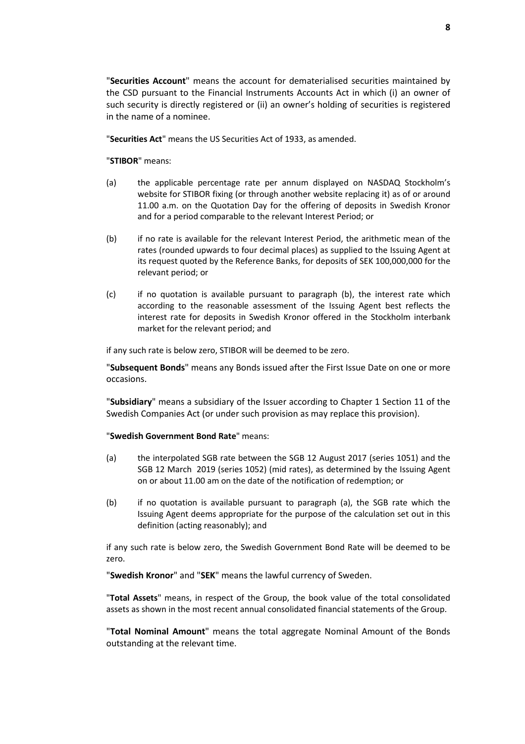"**Securities Account**" means the account for dematerialised securities maintained by the CSD pursuant to the Financial Instruments Accounts Act in which (i) an owner of such security is directly registered or (ii) an owner's holding of securities is registered in the name of a nominee.

"**Securities Act**" means the US Securities Act of 1933, as amended.

"**STIBOR**" means:

(a) the applicable percentage rate per annum displayed on NASDAQ Stockholm's website for STIBOR fixing (or through another website replacing it) as of or around 11.00 a.m. on the Quotation Day for the offering of deposits in Swedish Kronor and for a period comparable to the relevant Interest Period; or

(b) if no rate is available for the relevant Interest Period, the arithmetic mean of the rates (rounded upwards to four decimal places) as supplied to the Issuing Agent at its request quoted by the Reference Banks, for deposits of SEK 100,000,000 for the relevant period; or

(c) if no quotation is available pursuant to paragraph (b), the interest rate which according to the reasonable assessment of the Issuing Agent best reflects the interest rate for deposits in Swedish Kronor offered in the Stockholm interbank market for the relevant period; and

if any such rate is below zero, STIBOR will be deemed to be zero.

"**Subsequent Bonds**" means any Bonds issued after the First Issue Date on one or more occasions.

"**Subsidiary**" means a subsidiary of the Issuer according to Chapter 1 Section 11 of the Swedish Companies Act (or under such provision as may replace this provision).

"**Swedish Government Bond Rate**" means:

(a) the interpolated SGB rate between the SGB 12 August 2017 (series 1051) and the SGB 12 March 2019 (series 1052) (mid rates), as determined by the Issuing Agent on or about 11.00 am on the date of the notification of redemption; or

(b) if no quotation is available pursuant to paragraph (a), the SGB rate which the Issuing Agent deems appropriate for the purpose of the calculation set out in this definition (acting reasonably); and

if any such rate is below zero, the Swedish Government Bond Rate will be deemed to be zero.

"**Swedish Kronor**" and "**SEK**" means the lawful currency of Sweden.

"**Total Assets**" means, in respect of the Group, the book value of the total consolidated assets as shown in the most recent annual consolidated financial statements of the Group.

"**Total Nominal Amount**" means the total aggregate Nominal Amount of the Bonds outstanding at the relevant time.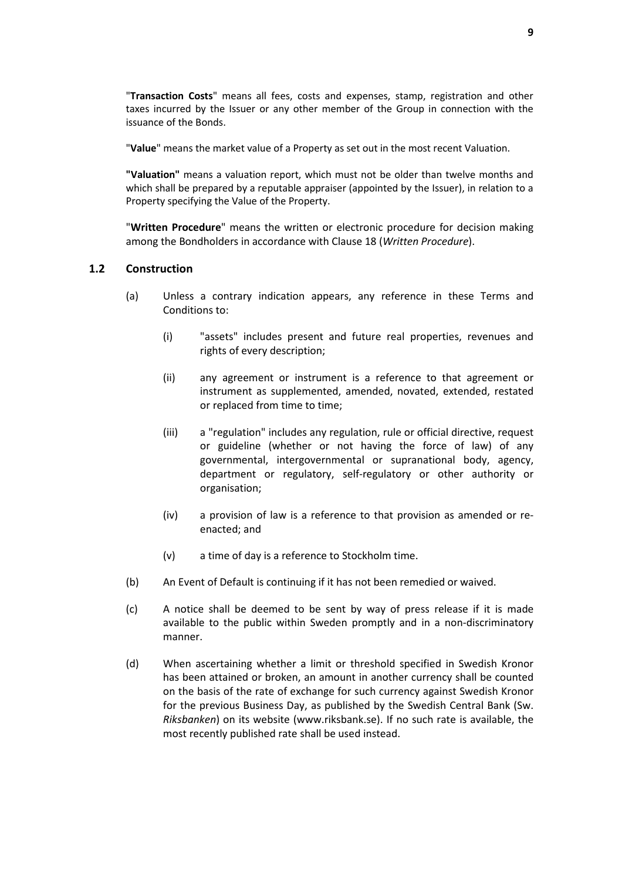"**Transaction Costs**" means all fees, costs and expenses, stamp, registration and other taxes incurred by the Issuer or any other member of the Group in connection with the issuance of the Bonds.

"**Value**" means the market value of a Property as set out in the most recent Valuation.

**"Valuation"** means a valuation report, which must not be older than twelve months and which shall be prepared by a reputable appraiser (appointed by the Issuer), in relation to a Property specifying the Value of the Property.

"**Written Procedure**" means the written or electronic procedure for decision making among the Bondholders in accordance with Clause 18 (*Written Procedure*).

## 1.2 Construction

(a) Unless a contrary indication appears, any reference in these Terms and Conditions to:

(i) "assets" includes present and future real properties, revenues and rights of every description;

(ii) any agreement or instrument is a reference to that agreement or instrument as supplemented, amended, novated, extended, restated or replaced from time to time;

(iii) a "regulation" includes any regulation, rule or official directive, request or guideline (whether or not having the force of law) of any governmental, intergovernmental or supranational body, agency, department or regulatory, self-regulatory or other authority or organisation;

(iv) a provision of law is a reference to that provision as amended or re-enacted; and

(v) a time of day is a reference to Stockholm time.

(b) An Event of Default is continuing if it has not been remedied or waived.

(c) A notice shall be deemed to be sent by way of press release if it is made available to the public within Sweden promptly and in a non-discriminatory manner.

(d) When ascertaining whether a limit or threshold specified in Swedish Kronor has been attained or broken, an amount in another currency shall be counted on the basis of the rate of exchange for such currency against Swedish Kronor for the previous Business Day, as published by the Swedish Central Bank (Sw. *Riksbanken*) on its website (www.riksbank.se). If no such rate is available, the most recently published rate shall be used instead.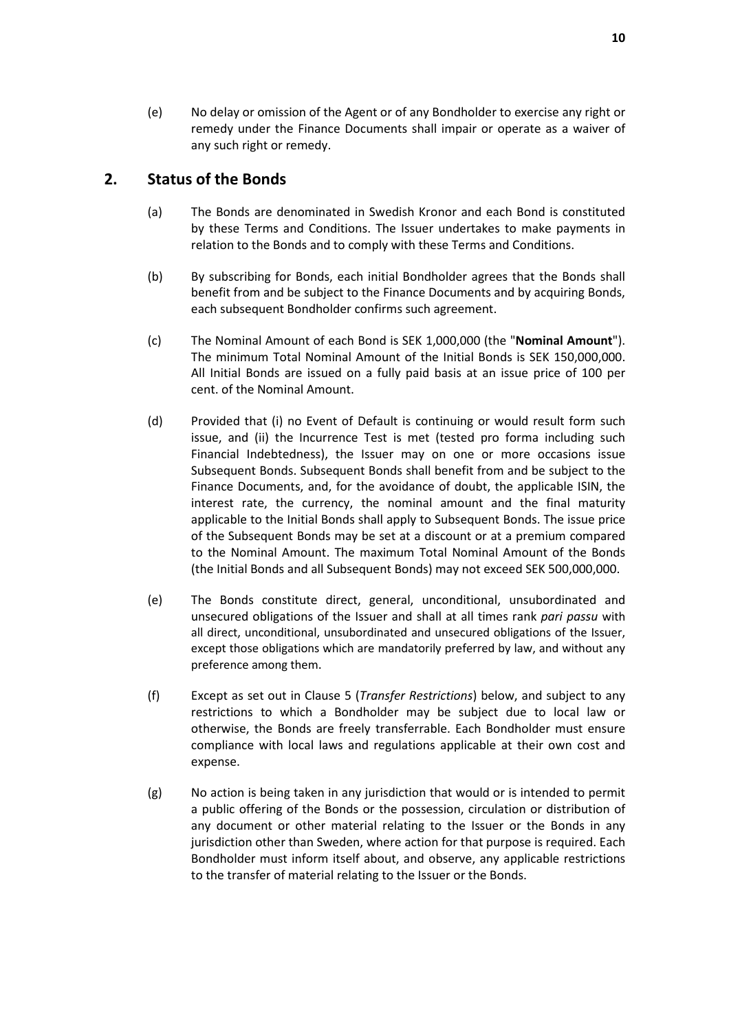(e) No delay or omission of the Agent or of any Bondholder to exercise any right or remedy under the Finance Documents shall impair or operate as a waiver of any such right or remedy.

## 2. Status of the Bonds

(a) The Bonds are denominated in Swedish Kronor and each Bond is constituted by these Terms and Conditions. The Issuer undertakes to make payments in relation to the Bonds and to comply with these Terms and Conditions.

(b) By subscribing for Bonds, each initial Bondholder agrees that the Bonds shall benefit from and be subject to the Finance Documents and by acquiring Bonds, each subsequent Bondholder confirms such agreement.

(c) The Nominal Amount of each Bond is SEK 1,000,000 (the "**Nominal Amount**"). The minimum Total Nominal Amount of the Initial Bonds is SEK 150,000,000. All Initial Bonds are issued on a fully paid basis at an issue price of 100 per cent. of the Nominal Amount.

(d) Provided that (i) no Event of Default is continuing or would result form such issue, and (ii) the Incurrence Test is met (tested pro forma including such Financial Indebtedness), the Issuer may on one or more occasions issue Subsequent Bonds. Subsequent Bonds shall benefit from and be subject to the Finance Documents, and, for the avoidance of doubt, the applicable ISIN, the interest rate, the currency, the nominal amount and the final maturity applicable to the Initial Bonds shall apply to Subsequent Bonds. The issue price of the Subsequent Bonds may be set at a discount or at a premium compared to the Nominal Amount. The maximum Total Nominal Amount of the Bonds (the Initial Bonds and all Subsequent Bonds) may not exceed SEK 500,000,000.

(e) The Bonds constitute direct, general, unconditional, unsubordinated and unsecured obligations of the Issuer and shall at all times rank *pari passu* with all direct, unconditional, unsubordinated and unsecured obligations of the Issuer, except those obligations which are mandatorily preferred by law, and without any preference among them.

(f) Except as set out in Clause 5 (*Transfer Restrictions*) below, and subject to any restrictions to which a Bondholder may be subject due to local law or otherwise, the Bonds are freely transferrable. Each Bondholder must ensure compliance with local laws and regulations applicable at their own cost and expense.

(g) No action is being taken in any jurisdiction that would or is intended to permit a public offering of the Bonds or the possession, circulation or distribution of any document or other material relating to the Issuer or the Bonds in any jurisdiction other than Sweden, where action for that purpose is required. Each Bondholder must inform itself about, and observe, any applicable restrictions to the transfer of material relating to the Issuer or the Bonds.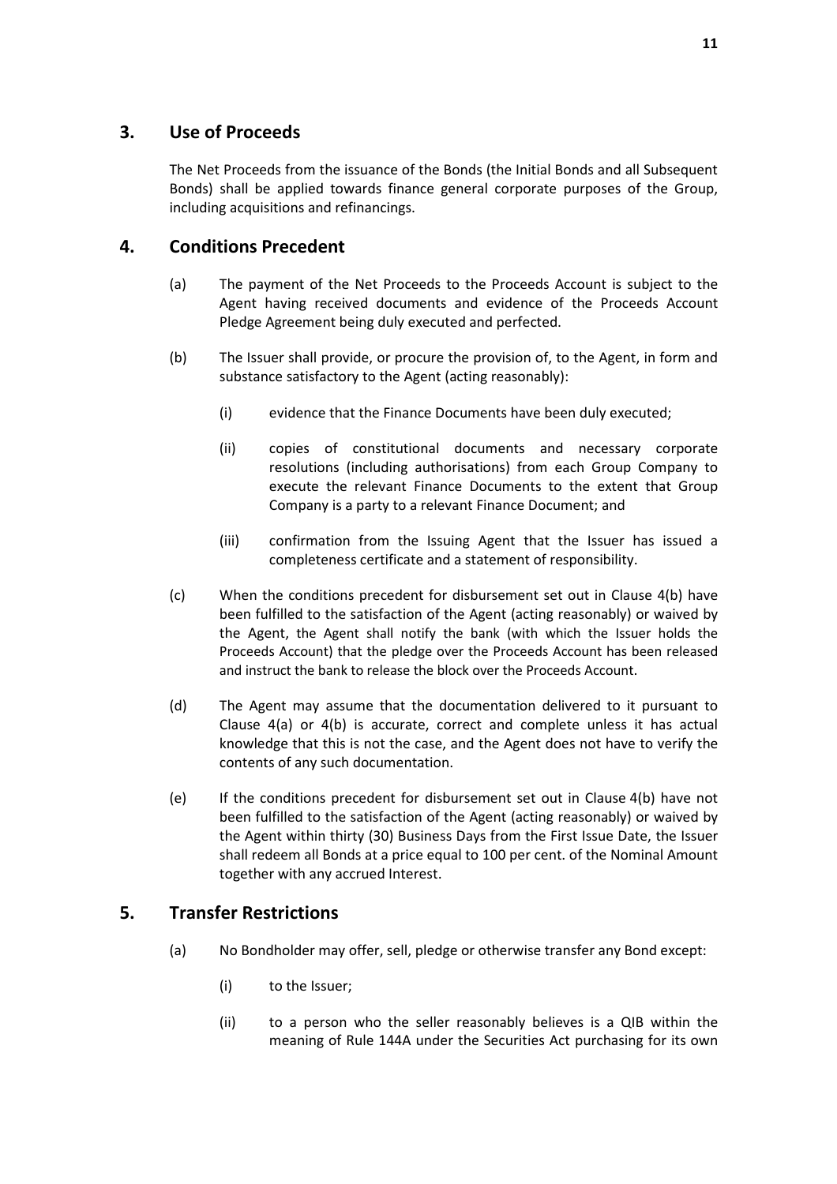## 3. Use of Proceeds

The Net Proceeds from the issuance of the Bonds (the Initial Bonds and all Subsequent Bonds) shall be applied towards finance general corporate purposes of the Group, including acquisitions and refinancings.

## 4. Conditions Precedent

(a) The payment of the Net Proceeds to the Proceeds Account is subject to the Agent having received documents and evidence of the Proceeds Account Pledge Agreement being duly executed and perfected.

(b) The Issuer shall provide, or procure the provision of, to the Agent, in form and substance satisfactory to the Agent (acting reasonably):

(i) evidence that the Finance Documents have been duly executed;

(ii) copies of constitutional documents and necessary corporate resolutions (including authorisations) from each Group Company to execute the relevant Finance Documents to the extent that Group Company is a party to a relevant Finance Document; and

(iii) confirmation from the Issuing Agent that the Issuer has issued a completeness certificate and a statement of responsibility.

(c) When the conditions precedent for disbursement set out in Clause 4(b) have been fulfilled to the satisfaction of the Agent (acting reasonably) or waived by the Agent, the Agent shall notify the bank (with which the Issuer holds the Proceeds Account) that the pledge over the Proceeds Account has been released and instruct the bank to release the block over the Proceeds Account.

(d) The Agent may assume that the documentation delivered to it pursuant to Clause 4(a) or 4(b) is accurate, correct and complete unless it has actual knowledge that this is not the case, and the Agent does not have to verify the contents of any such documentation.

(e) If the conditions precedent for disbursement set out in Clause 4(b) have not been fulfilled to the satisfaction of the Agent (acting reasonably) or waived by the Agent within thirty (30) Business Days from the First Issue Date, the Issuer shall redeem all Bonds at a price equal to 100 per cent. of the Nominal Amount together with any accrued Interest.

## 5. Transfer Restrictions

(a) No Bondholder may offer, sell, pledge or otherwise transfer any Bond except:

(i) to the Issuer;

(ii) to a person who the seller reasonably believes is a QIB within the meaning of Rule 144A under the Securities Act purchasing for its own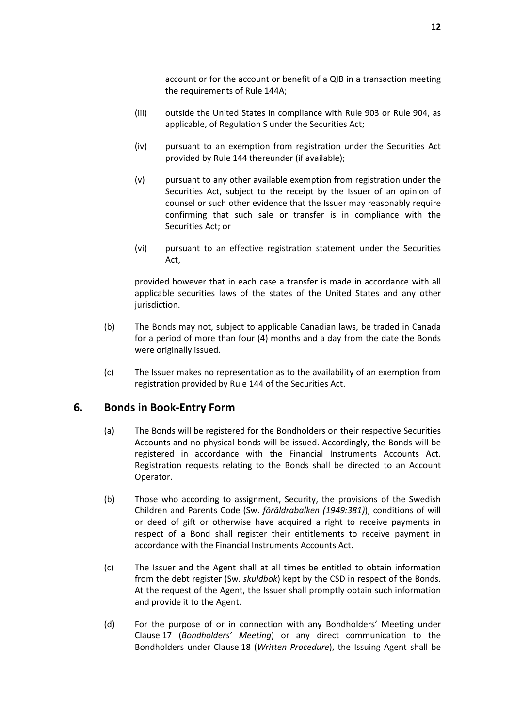account or for the account or benefit of a QIB in a transaction meeting the requirements of Rule 144A;

(iii) outside the United States in compliance with Rule 903 or Rule 904, as applicable, of Regulation S under the Securities Act;

(iv) pursuant to an exemption from registration under the Securities Act provided by Rule 144 thereunder (if available);

(v) pursuant to any other available exemption from registration under the Securities Act, subject to the receipt by the Issuer of an opinion of counsel or such other evidence that the Issuer may reasonably require confirming that such sale or transfer is in compliance with the Securities Act; or

(vi) pursuant to an effective registration statement under the Securities Act,

provided however that in each case a transfer is made in accordance with all applicable securities laws of the states of the United States and any other jurisdiction.

(b) The Bonds may not, subject to applicable Canadian laws, be traded in Canada for a period of more than four (4) months and a day from the date the Bonds were originally issued.

(c) The Issuer makes no representation as to the availability of an exemption from registration provided by Rule 144 of the Securities Act.

## 6. Bonds in Book-Entry Form

(a) The Bonds will be registered for the Bondholders on their respective Securities Accounts and no physical bonds will be issued. Accordingly, the Bonds will be registered in accordance with the Financial Instruments Accounts Act. Registration requests relating to the Bonds shall be directed to an Account Operator.

(b) Those who according to assignment, Security, the provisions of the Swedish Children and Parents Code (Sw. *föräldrabalken (1949:381)*), conditions of will or deed of gift or otherwise have acquired a right to receive payments in respect of a Bond shall register their entitlements to receive payment in accordance with the Financial Instruments Accounts Act.

(c) The Issuer and the Agent shall at all times be entitled to obtain information from the debt register (Sw. *skuldbok*) kept by the CSD in respect of the Bonds. At the request of the Agent, the Issuer shall promptly obtain such information and provide it to the Agent.

(d) For the purpose of or in connection with any Bondholders' Meeting under Clause 17 (*Bondholders' Meeting*) or any direct communication to the Bondholders under Clause 18 (*Written Procedure*), the Issuing Agent shall be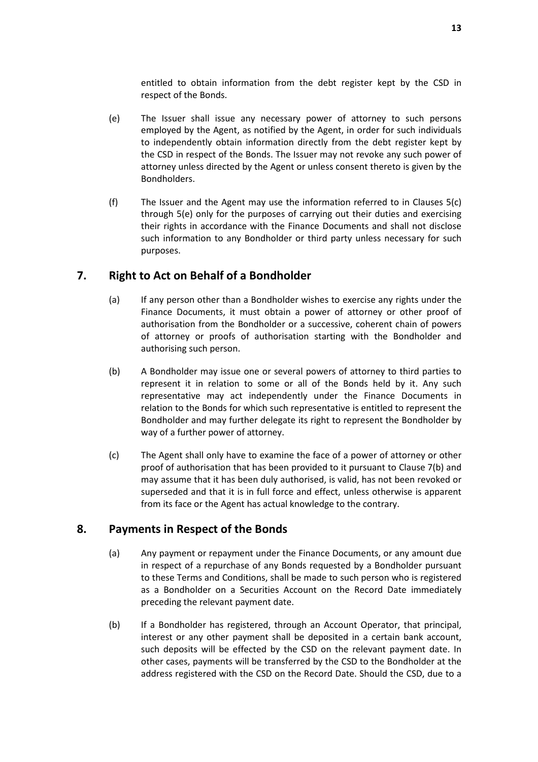entitled to obtain information from the debt register kept by the CSD in respect of the Bonds.

(e) The Issuer shall issue any necessary power of attorney to such persons employed by the Agent, as notified by the Agent, in order for such individuals to independently obtain information directly from the debt register kept by the CSD in respect of the Bonds. The Issuer may not revoke any such power of attorney unless directed by the Agent or unless consent thereto is given by the Bondholders.

(f) The Issuer and the Agent may use the information referred to in Clauses 5(c) through 5(e) only for the purposes of carrying out their duties and exercising their rights in accordance with the Finance Documents and shall not disclose such information to any Bondholder or third party unless necessary for such purposes.

## 7. Right to Act on Behalf of a Bondholder

(a) If any person other than a Bondholder wishes to exercise any rights under the Finance Documents, it must obtain a power of attorney or other proof of authorisation from the Bondholder or a successive, coherent chain of powers of attorney or proofs of authorisation starting with the Bondholder and authorising such person.

(b) A Bondholder may issue one or several powers of attorney to third parties to represent it in relation to some or all of the Bonds held by it. Any such representative may act independently under the Finance Documents in relation to the Bonds for which such representative is entitled to represent the Bondholder and may further delegate its right to represent the Bondholder by way of a further power of attorney.

(c) The Agent shall only have to examine the face of a power of attorney or other proof of authorisation that has been provided to it pursuant to Clause 7(b) and may assume that it has been duly authorised, is valid, has not been revoked or superseded and that it is in full force and effect, unless otherwise is apparent from its face or the Agent has actual knowledge to the contrary.

## 8. Payments in Respect of the Bonds

(a) Any payment or repayment under the Finance Documents, or any amount due in respect of a repurchase of any Bonds requested by a Bondholder pursuant to these Terms and Conditions, shall be made to such person who is registered as a Bondholder on a Securities Account on the Record Date immediately preceding the relevant payment date.

(b) If a Bondholder has registered, through an Account Operator, that principal, interest or any other payment shall be deposited in a certain bank account, such deposits will be effected by the CSD on the relevant payment date. In other cases, payments will be transferred by the CSD to the Bondholder at the address registered with the CSD on the Record Date. Should the CSD, due to a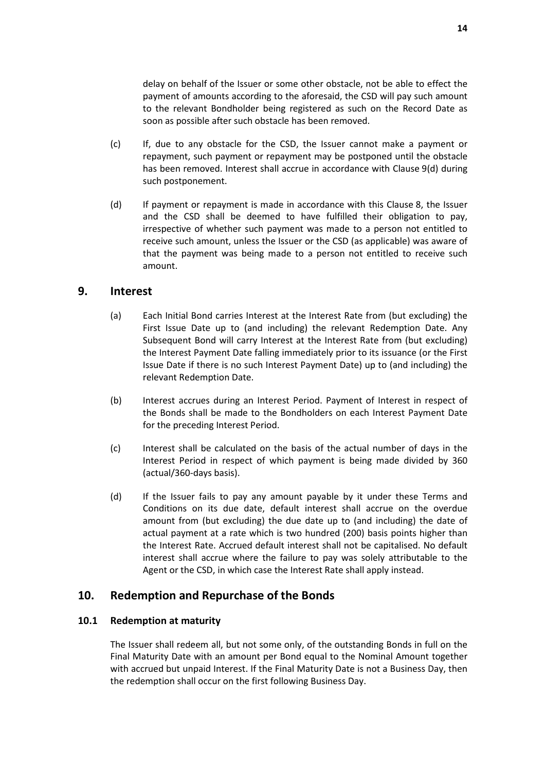delay on behalf of the Issuer or some other obstacle, not be able to effect the payment of amounts according to the aforesaid, the CSD will pay such amount to the relevant Bondholder being registered as such on the Record Date as soon as possible after such obstacle has been removed.

(c) If, due to any obstacle for the CSD, the Issuer cannot make a payment or repayment, such payment or repayment may be postponed until the obstacle has been removed. Interest shall accrue in accordance with Clause 9(d) during such postponement.

(d) If payment or repayment is made in accordance with this Clause 8, the Issuer and the CSD shall be deemed to have fulfilled their obligation to pay, irrespective of whether such payment was made to a person not entitled to receive such amount, unless the Issuer or the CSD (as applicable) was aware of that the payment was being made to a person not entitled to receive such amount.

## 9. Interest

(a) Each Initial Bond carries Interest at the Interest Rate from (but excluding) the First Issue Date up to (and including) the relevant Redemption Date. Any Subsequent Bond will carry Interest at the Interest Rate from (but excluding) the Interest Payment Date falling immediately prior to its issuance (or the First Issue Date if there is no such Interest Payment Date) up to (and including) the relevant Redemption Date.

(b) Interest accrues during an Interest Period. Payment of Interest in respect of the Bonds shall be made to the Bondholders on each Interest Payment Date for the preceding Interest Period.

(c) Interest shall be calculated on the basis of the actual number of days in the Interest Period in respect of which payment is being made divided by 360 (actual/360-days basis).

(d) If the Issuer fails to pay any amount payable by it under these Terms and Conditions on its due date, default interest shall accrue on the overdue amount from (but excluding) the due date up to (and including) the date of actual payment at a rate which is two hundred (200) basis points higher than the Interest Rate. Accrued default interest shall not be capitalised. No default interest shall accrue where the failure to pay was solely attributable to the Agent or the CSD, in which case the Interest Rate shall apply instead.

## 10. Redemption and Repurchase of the Bonds

### 10.1 Redemption at maturity

The Issuer shall redeem all, but not some only, of the outstanding Bonds in full on the Final Maturity Date with an amount per Bond equal to the Nominal Amount together with accrued but unpaid Interest. If the Final Maturity Date is not a Business Day, then the redemption shall occur on the first following Business Day.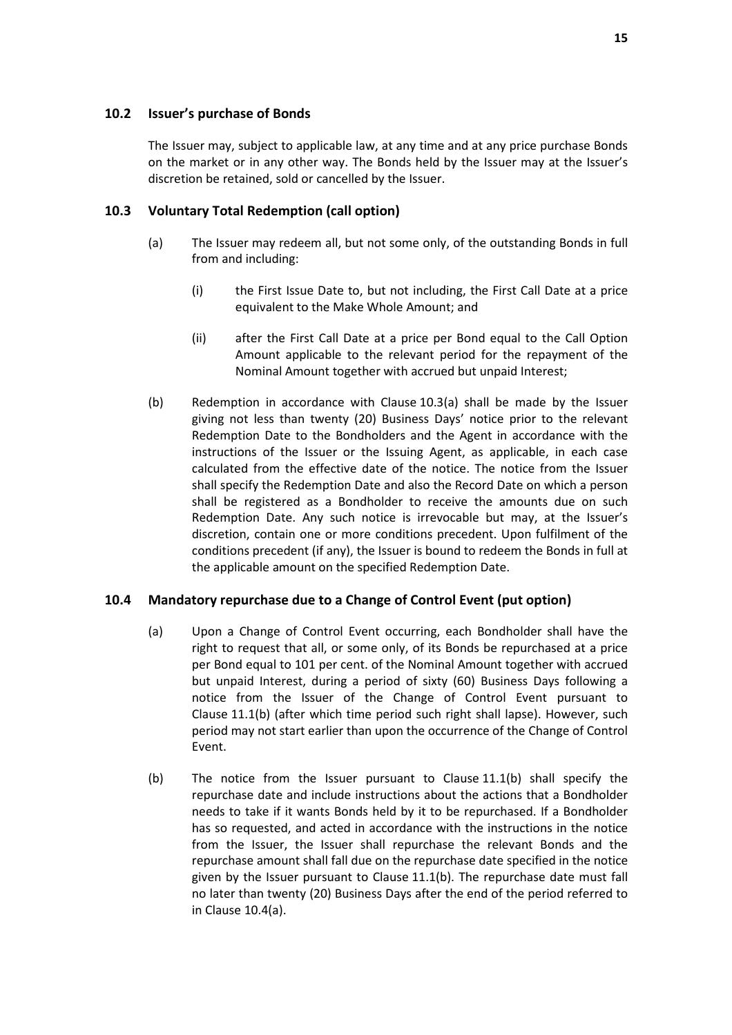### 10.2 Issuer's purchase of Bonds

The Issuer may, subject to applicable law, at any time and at any price purchase Bonds on the market or in any other way. The Bonds held by the Issuer may at the Issuer's discretion be retained, sold or cancelled by the Issuer.

### 10.3 Voluntary Total Redemption (call option)

(a) The Issuer may redeem all, but not some only, of the outstanding Bonds in full from and including:

(i) the First Issue Date to, but not including, the First Call Date at a price equivalent to the Make Whole Amount; and

(ii) after the First Call Date at a price per Bond equal to the Call Option Amount applicable to the relevant period for the repayment of the Nominal Amount together with accrued but unpaid Interest;

(b) Redemption in accordance with Clause 10.3(a) shall be made by the Issuer giving not less than twenty (20) Business Days' notice prior to the relevant Redemption Date to the Bondholders and the Agent in accordance with the instructions of the Issuer or the Issuing Agent, as applicable, in each case calculated from the effective date of the notice. The notice from the Issuer shall specify the Redemption Date and also the Record Date on which a person shall be registered as a Bondholder to receive the amounts due on such Redemption Date. Any such notice is irrevocable but may, at the Issuer's discretion, contain one or more conditions precedent. Upon fulfilment of the conditions precedent (if any), the Issuer is bound to redeem the Bonds in full at the applicable amount on the specified Redemption Date.

### 10.4 Mandatory repurchase due to a Change of Control Event (put option)

(a) Upon a Change of Control Event occurring, each Bondholder shall have the right to request that all, or some only, of its Bonds be repurchased at a price per Bond equal to 101 per cent. of the Nominal Amount together with accrued but unpaid Interest, during a period of sixty (60) Business Days following a notice from the Issuer of the Change of Control Event pursuant to Clause 11.1(b) (after which time period such right shall lapse). However, such period may not start earlier than upon the occurrence of the Change of Control Event.

(b) The notice from the Issuer pursuant to Clause 11.1(b) shall specify the repurchase date and include instructions about the actions that a Bondholder needs to take if it wants Bonds held by it to be repurchased. If a Bondholder has so requested, and acted in accordance with the instructions in the notice from the Issuer, the Issuer shall repurchase the relevant Bonds and the repurchase amount shall fall due on the repurchase date specified in the notice given by the Issuer pursuant to Clause 11.1(b). The repurchase date must fall no later than twenty (20) Business Days after the end of the period referred to in Clause 10.4(a).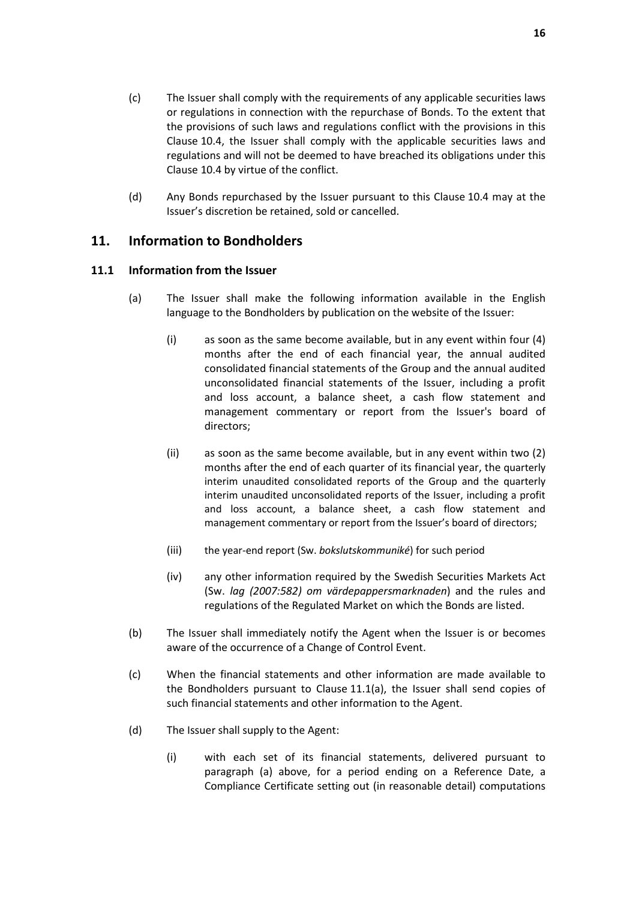(c) The Issuer shall comply with the requirements of any applicable securities laws or regulations in connection with the repurchase of Bonds. To the extent that the provisions of such laws and regulations conflict with the provisions in this Clause 10.4, the Issuer shall comply with the applicable securities laws and regulations and will not be deemed to have breached its obligations under this Clause 10.4 by virtue of the conflict.

(d) Any Bonds repurchased by the Issuer pursuant to this Clause 10.4 may at the Issuer's discretion be retained, sold or cancelled.

## 11. Information to Bondholders

### 11.1 Information from the Issuer

(a) The Issuer shall make the following information available in the English language to the Bondholders by publication on the website of the Issuer:

(i) as soon as the same become available, but in any event within four (4) months after the end of each financial year, the annual audited consolidated financial statements of the Group and the annual audited unconsolidated financial statements of the Issuer, including a profit and loss account, a balance sheet, a cash flow statement and management commentary or report from the Issuer's board of directors;

(ii) as soon as the same become available, but in any event within two (2) months after the end of each quarter of its financial year, the quarterly interim unaudited consolidated reports of the Group and the quarterly interim unaudited unconsolidated reports of the Issuer, including a profit and loss account, a balance sheet, a cash flow statement and management commentary or report from the Issuer's board of directors;

(iii) the year-end report (Sw. *bokslutskommuniké*) for such period

(iv) any other information required by the Swedish Securities Markets Act (Sw. *lag (2007:582) om värdepappersmarknaden*) and the rules and regulations of the Regulated Market on which the Bonds are listed.

(b) The Issuer shall immediately notify the Agent when the Issuer is or becomes aware of the occurrence of a Change of Control Event.

(c) When the financial statements and other information are made available to the Bondholders pursuant to Clause 11.1(a), the Issuer shall send copies of such financial statements and other information to the Agent.

(d) The Issuer shall supply to the Agent:

(i) with each set of its financial statements, delivered pursuant to paragraph (a) above, for a period ending on a Reference Date, a Compliance Certificate setting out (in reasonable detail) computations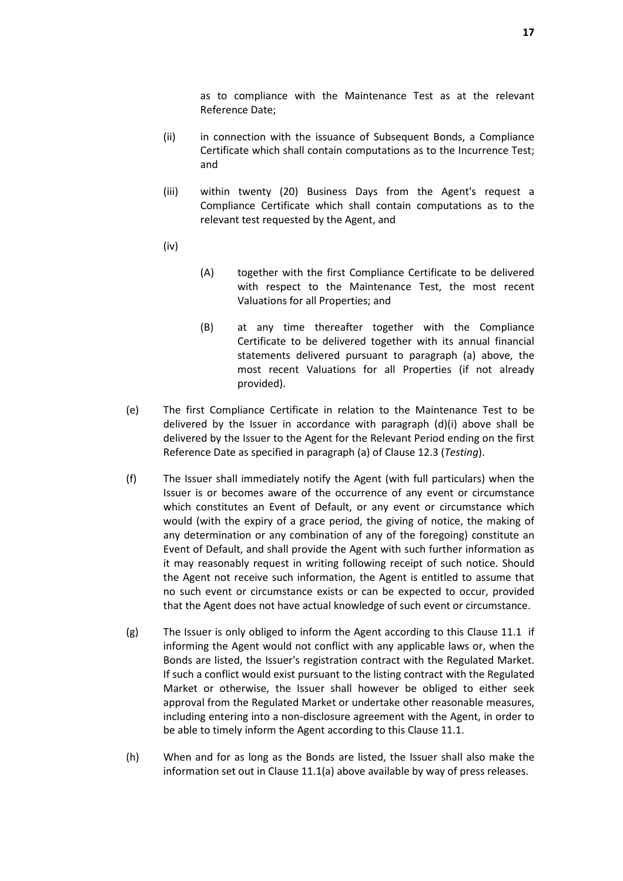as to compliance with the Maintenance Test as at the relevant Reference Date;

(ii) in connection with the issuance of Subsequent Bonds, a Compliance Certificate which shall contain computations as to the Incurrence Test; and

(iii) within twenty (20) Business Days from the Agent's request a Compliance Certificate which shall contain computations as to the relevant test requested by the Agent, and

(iv)

(A) together with the first Compliance Certificate to be delivered with respect to the Maintenance Test, the most recent Valuations for all Properties; and

(B) at any time thereafter together with the Compliance Certificate to be delivered together with its annual financial statements delivered pursuant to paragraph (a) above, the most recent Valuations for all Properties (if not already provided).

(e) The first Compliance Certificate in relation to the Maintenance Test to be delivered by the Issuer in accordance with paragraph (d)(i) above shall be delivered by the Issuer to the Agent for the Relevant Period ending on the first Reference Date as specified in paragraph (a) of Clause 12.3 (*Testing*).

(f) The Issuer shall immediately notify the Agent (with full particulars) when the Issuer is or becomes aware of the occurrence of any event or circumstance which constitutes an Event of Default, or any event or circumstance which would (with the expiry of a grace period, the giving of notice, the making of any determination or any combination of any of the foregoing) constitute an Event of Default, and shall provide the Agent with such further information as it may reasonably request in writing following receipt of such notice. Should the Agent not receive such information, the Agent is entitled to assume that no such event or circumstance exists or can be expected to occur, provided that the Agent does not have actual knowledge of such event or circumstance.

(g) The Issuer is only obliged to inform the Agent according to this Clause 11.1 if informing the Agent would not conflict with any applicable laws or, when the Bonds are listed, the Issuer's registration contract with the Regulated Market. If such a conflict would exist pursuant to the listing contract with the Regulated Market or otherwise, the Issuer shall however be obliged to either seek approval from the Regulated Market or undertake other reasonable measures, including entering into a non-disclosure agreement with the Agent, in order to be able to timely inform the Agent according to this Clause 11.1.

(h) When and for as long as the Bonds are listed, the Issuer shall also make the information set out in Clause 11.1(a) above available by way of press releases.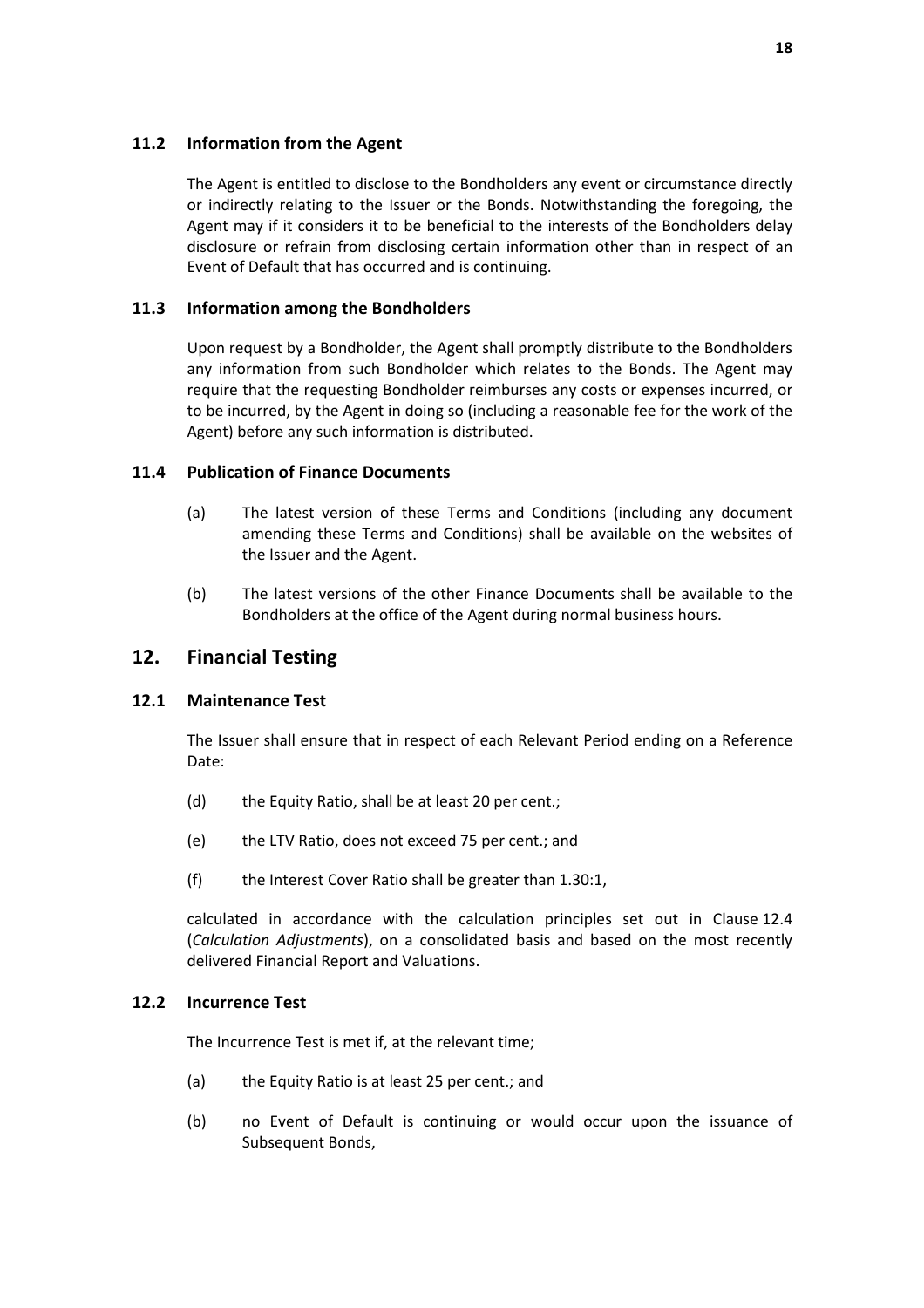### 11.2 Information from the Agent

The Agent is entitled to disclose to the Bondholders any event or circumstance directly or indirectly relating to the Issuer or the Bonds. Notwithstanding the foregoing, the Agent may if it considers it to be beneficial to the interests of the Bondholders delay disclosure or refrain from disclosing certain information other than in respect of an Event of Default that has occurred and is continuing.

### 11.3 Information among the Bondholders

Upon request by a Bondholder, the Agent shall promptly distribute to the Bondholders any information from such Bondholder which relates to the Bonds. The Agent may require that the requesting Bondholder reimburses any costs or expenses incurred, or to be incurred, by the Agent in doing so (including a reasonable fee for the work of the Agent) before any such information is distributed.

### 11.4 Publication of Finance Documents

(a) The latest version of these Terms and Conditions (including any document amending these Terms and Conditions) shall be available on the websites of the Issuer and the Agent.

(b) The latest versions of the other Finance Documents shall be available to the Bondholders at the office of the Agent during normal business hours.

## 12. Financial Testing

### 12.1 Maintenance Test

The Issuer shall ensure that in respect of each Relevant Period ending on a Reference Date:

(d) the Equity Ratio, shall be at least 20 per cent.;

(e) the LTV Ratio, does not exceed 75 per cent.; and

(f) the Interest Cover Ratio shall be greater than 1.30:1,

calculated in accordance with the calculation principles set out in Clause 12.4 (*Calculation Adjustments*), on a consolidated basis and based on the most recently delivered Financial Report and Valuations.

### 12.2 Incurrence Test

The Incurrence Test is met if, at the relevant time;

(a) the Equity Ratio is at least 25 per cent.; and

(b) no Event of Default is continuing or would occur upon the issuance of Subsequent Bonds,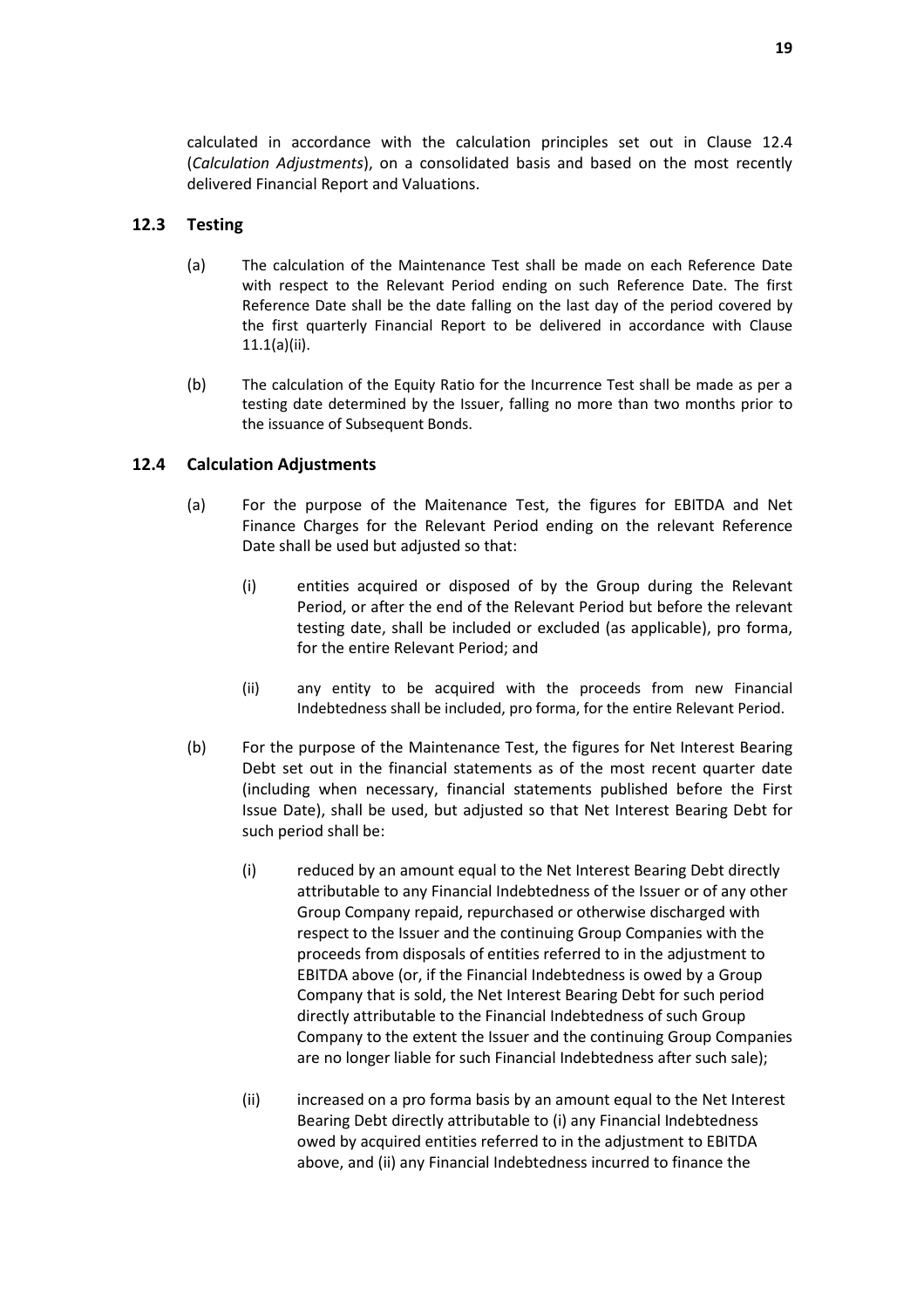calculated in accordance with the calculation principles set out in Clause 12.4 (*Calculation Adjustments*), on a consolidated basis and based on the most recently delivered Financial Report and Valuations.

### 12.3 Testing

(a) The calculation of the Maintenance Test shall be made on each Reference Date with respect to the Relevant Period ending on such Reference Date. The first Reference Date shall be the date falling on the last day of the period covered by the first quarterly Financial Report to be delivered in accordance with Clause 11.1(a)(ii).

(b) The calculation of the Equity Ratio for the Incurrence Test shall be made as per a testing date determined by the Issuer, falling no more than two months prior to the issuance of Subsequent Bonds.

### 12.4 Calculation Adjustments

(a) For the purpose of the Maitenance Test, the figures for EBITDA and Net Finance Charges for the Relevant Period ending on the relevant Reference Date shall be used but adjusted so that:

   (i) entities acquired or disposed of by the Group during the Relevant Period, or after the end of the Relevant Period but before the relevant testing date, shall be included or excluded (as applicable), pro forma, for the entire Relevant Period; and

   (ii) any entity to be acquired with the proceeds from new Financial Indebtedness shall be included, pro forma, for the entire Relevant Period.

(b) For the purpose of the Maintenance Test, the figures for Net Interest Bearing Debt set out in the financial statements as of the most recent quarter date (including when necessary, financial statements published before the First Issue Date), shall be used, but adjusted so that Net Interest Bearing Debt for such period shall be:

   (i) reduced by an amount equal to the Net Interest Bearing Debt directly attributable to any Financial Indebtedness of the Issuer or of any other Group Company repaid, repurchased or otherwise discharged with respect to the Issuer and the continuing Group Companies with the proceeds from disposals of entities referred to in the adjustment to EBITDA above (or, if the Financial Indebtedness is owed by a Group Company that is sold, the Net Interest Bearing Debt for such period directly attributable to the Financial Indebtedness of such Group Company to the extent the Issuer and the continuing Group Companies are no longer liable for such Financial Indebtedness after such sale);

   (ii) increased on a pro forma basis by an amount equal to the Net Interest Bearing Debt directly attributable to (i) any Financial Indebtedness owed by acquired entities referred to in the adjustment to EBITDA above, and (ii) any Financial Indebtedness incurred to finance the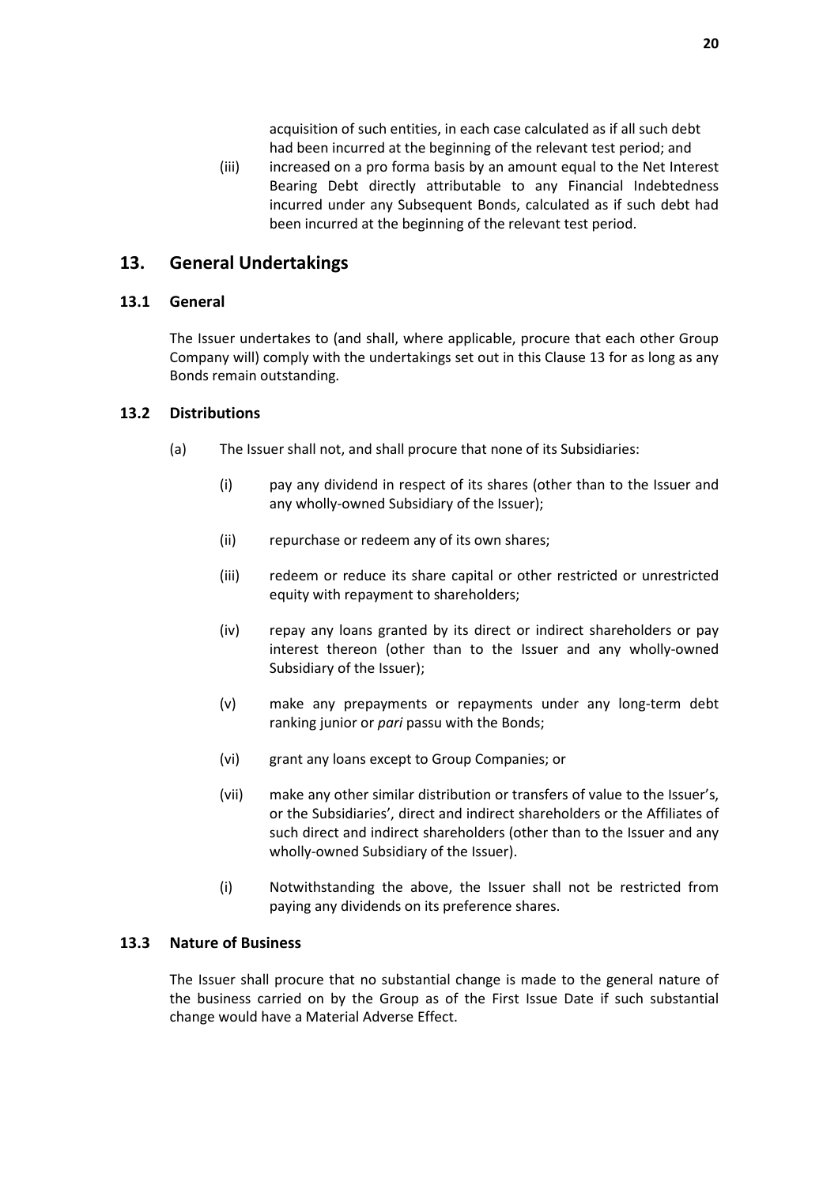acquisition of such entities, in each case calculated as if all such debt had been incurred at the beginning of the relevant test period; and

(iii) increased on a pro forma basis by an amount equal to the Net Interest Bearing Debt directly attributable to any Financial Indebtedness incurred under any Subsequent Bonds, calculated as if such debt had been incurred at the beginning of the relevant test period.

## 13. General Undertakings

### 13.1 General

The Issuer undertakes to (and shall, where applicable, procure that each other Group Company will) comply with the undertakings set out in this Clause 13 for as long as any Bonds remain outstanding.

### 13.2 Distributions

(a) The Issuer shall not, and shall procure that none of its Subsidiaries:

(i) pay any dividend in respect of its shares (other than to the Issuer and any wholly-owned Subsidiary of the Issuer);

(ii) repurchase or redeem any of its own shares;

(iii) redeem or reduce its share capital or other restricted or unrestricted equity with repayment to shareholders;

(iv) repay any loans granted by its direct or indirect shareholders or pay interest thereon (other than to the Issuer and any wholly-owned Subsidiary of the Issuer);

(v) make any prepayments or repayments under any long-term debt ranking junior or *pari* passu with the Bonds;

(vi) grant any loans except to Group Companies; or

(vii) make any other similar distribution or transfers of value to the Issuer's, or the Subsidiaries', direct and indirect shareholders or the Affiliates of such direct and indirect shareholders (other than to the Issuer and any wholly-owned Subsidiary of the Issuer).

(i) Notwithstanding the above, the Issuer shall not be restricted from paying any dividends on its preference shares.

### 13.3 Nature of Business

The Issuer shall procure that no substantial change is made to the general nature of the business carried on by the Group as of the First Issue Date if such substantial change would have a Material Adverse Effect.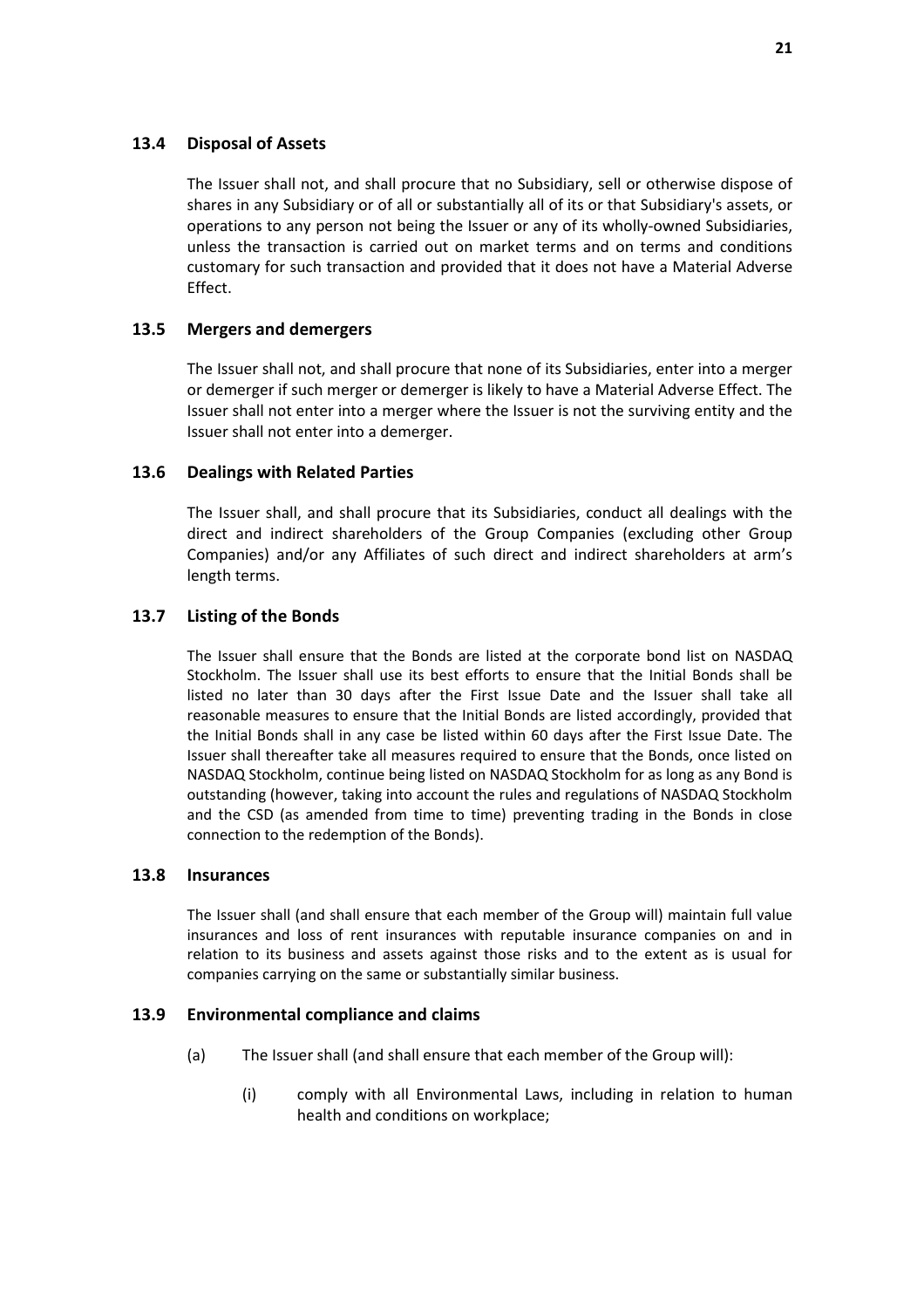### 13.4 Disposal of Assets

The Issuer shall not, and shall procure that no Subsidiary, sell or otherwise dispose of shares in any Subsidiary or of all or substantially all of its or that Subsidiary's assets, or operations to any person not being the Issuer or any of its wholly-owned Subsidiaries, unless the transaction is carried out on market terms and on terms and conditions customary for such transaction and provided that it does not have a Material Adverse Effect.

### 13.5 Mergers and demergers

The Issuer shall not, and shall procure that none of its Subsidiaries, enter into a merger or demerger if such merger or demerger is likely to have a Material Adverse Effect. The Issuer shall not enter into a merger where the Issuer is not the surviving entity and the Issuer shall not enter into a demerger.

### 13.6 Dealings with Related Parties

The Issuer shall, and shall procure that its Subsidiaries, conduct all dealings with the direct and indirect shareholders of the Group Companies (excluding other Group Companies) and/or any Affiliates of such direct and indirect shareholders at arm's length terms.

### 13.7 Listing of the Bonds

The Issuer shall ensure that the Bonds are listed at the corporate bond list on NASDAQ Stockholm. The Issuer shall use its best efforts to ensure that the Initial Bonds shall be listed no later than 30 days after the First Issue Date and the Issuer shall take all reasonable measures to ensure that the Initial Bonds are listed accordingly, provided that the Initial Bonds shall in any case be listed within 60 days after the First Issue Date. The Issuer shall thereafter take all measures required to ensure that the Bonds, once listed on NASDAQ Stockholm, continue being listed on NASDAQ Stockholm for as long as any Bond is outstanding (however, taking into account the rules and regulations of NASDAQ Stockholm and the CSD (as amended from time to time) preventing trading in the Bonds in close connection to the redemption of the Bonds).

### 13.8 Insurances

The Issuer shall (and shall ensure that each member of the Group will) maintain full value insurances and loss of rent insurances with reputable insurance companies on and in relation to its business and assets against those risks and to the extent as is usual for companies carrying on the same or substantially similar business.

### 13.9 Environmental compliance and claims

(a) The Issuer shall (and shall ensure that each member of the Group will):

(i) comply with all Environmental Laws, including in relation to human health and conditions on workplace;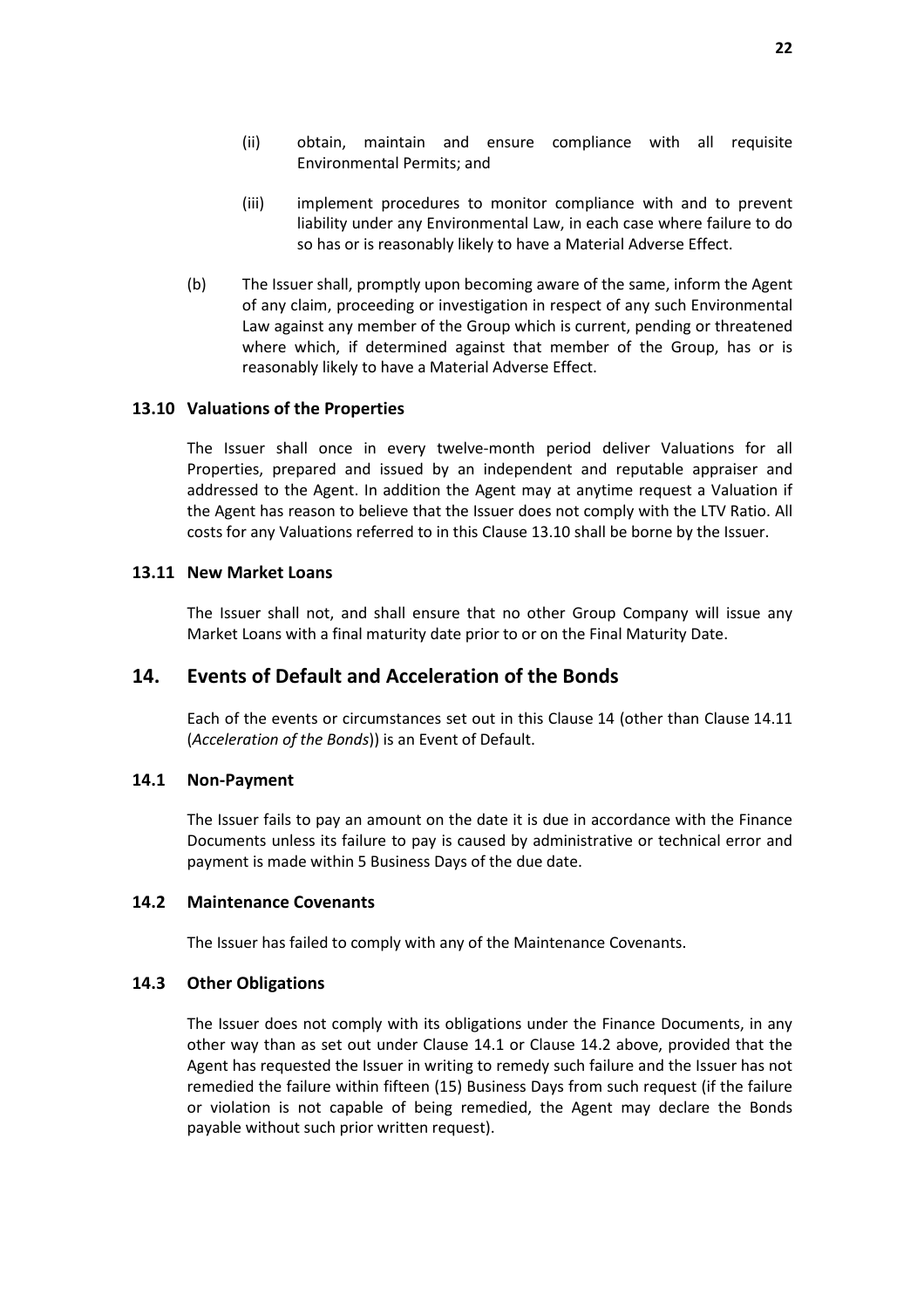(ii) obtain, maintain and ensure compliance with all requisite Environmental Permits; and

(iii) implement procedures to monitor compliance with and to prevent liability under any Environmental Law, in each case where failure to do so has or is reasonably likely to have a Material Adverse Effect.

(b) The Issuer shall, promptly upon becoming aware of the same, inform the Agent of any claim, proceeding or investigation in respect of any such Environmental Law against any member of the Group which is current, pending or threatened where which, if determined against that member of the Group, has or is reasonably likely to have a Material Adverse Effect.

### 13.10 Valuations of the Properties

The Issuer shall once in every twelve-month period deliver Valuations for all Properties, prepared and issued by an independent and reputable appraiser and addressed to the Agent. In addition the Agent may at anytime request a Valuation if the Agent has reason to believe that the Issuer does not comply with the LTV Ratio. All costs for any Valuations referred to in this Clause 13.10 shall be borne by the Issuer.

### 13.11 New Market Loans

The Issuer shall not, and shall ensure that no other Group Company will issue any Market Loans with a final maturity date prior to or on the Final Maturity Date.

## 14. Events of Default and Acceleration of the Bonds

Each of the events or circumstances set out in this Clause 14 (other than Clause 14.11 (*Acceleration of the Bonds*)) is an Event of Default.

### 14.1 Non-Payment

The Issuer fails to pay an amount on the date it is due in accordance with the Finance Documents unless its failure to pay is caused by administrative or technical error and payment is made within 5 Business Days of the due date.

### 14.2 Maintenance Covenants

The Issuer has failed to comply with any of the Maintenance Covenants.

### 14.3 Other Obligations

The Issuer does not comply with its obligations under the Finance Documents, in any other way than as set out under Clause 14.1 or Clause 14.2 above, provided that the Agent has requested the Issuer in writing to remedy such failure and the Issuer has not remedied the failure within fifteen (15) Business Days from such request (if the failure or violation is not capable of being remedied, the Agent may declare the Bonds payable without such prior written request).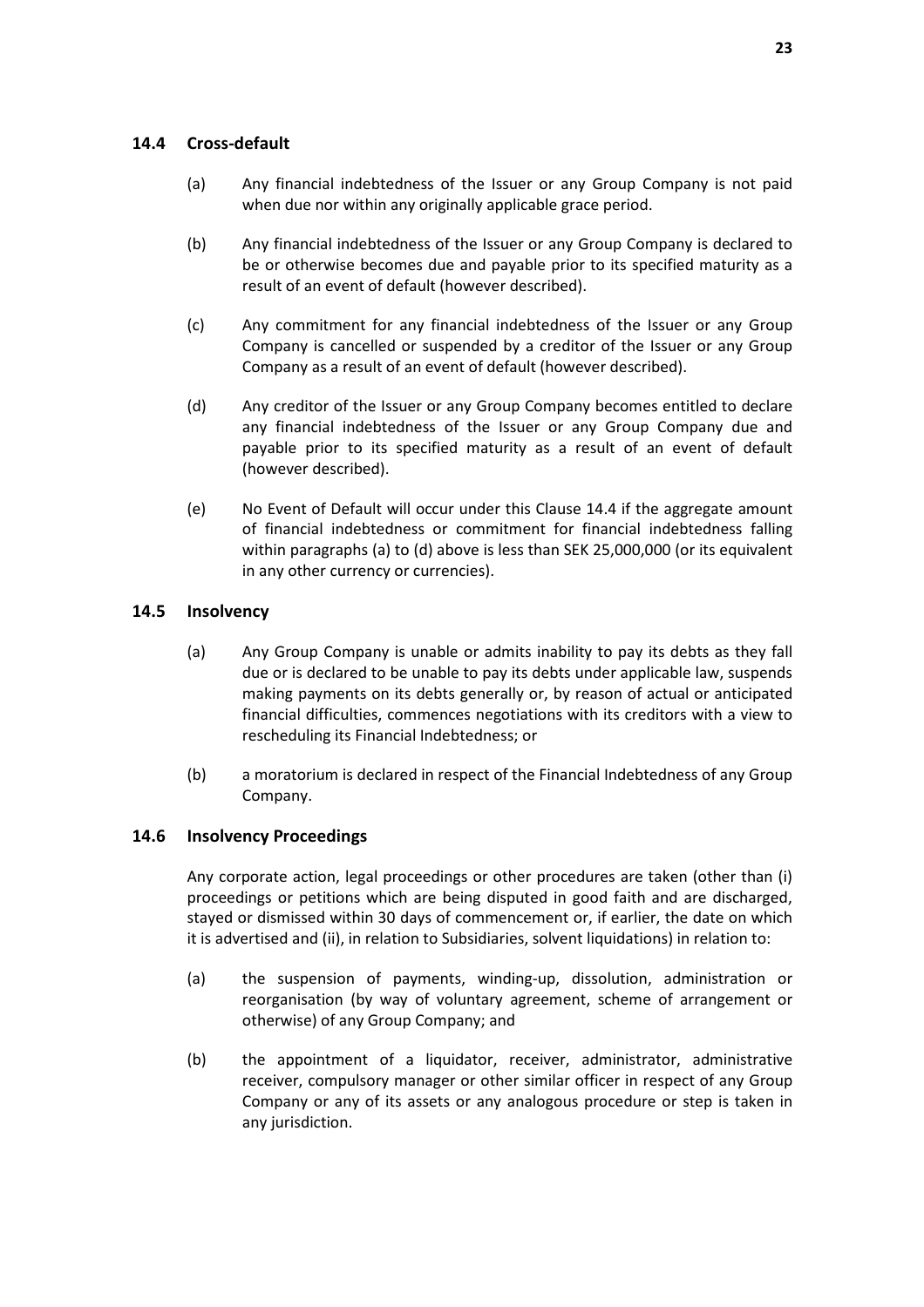### 14.4 Cross-default

(a) Any financial indebtedness of the Issuer or any Group Company is not paid when due nor within any originally applicable grace period.

(b) Any financial indebtedness of the Issuer or any Group Company is declared to be or otherwise becomes due and payable prior to its specified maturity as a result of an event of default (however described).

(c) Any commitment for any financial indebtedness of the Issuer or any Group Company is cancelled or suspended by a creditor of the Issuer or any Group Company as a result of an event of default (however described).

(d) Any creditor of the Issuer or any Group Company becomes entitled to declare any financial indebtedness of the Issuer or any Group Company due and payable prior to its specified maturity as a result of an event of default (however described).

(e) No Event of Default will occur under this Clause 14.4 if the aggregate amount of financial indebtedness or commitment for financial indebtedness falling within paragraphs (a) to (d) above is less than SEK 25,000,000 (or its equivalent in any other currency or currencies).

### 14.5 Insolvency

(a) Any Group Company is unable or admits inability to pay its debts as they fall due or is declared to be unable to pay its debts under applicable law, suspends making payments on its debts generally or, by reason of actual or anticipated financial difficulties, commences negotiations with its creditors with a view to rescheduling its Financial Indebtedness; or

(b) a moratorium is declared in respect of the Financial Indebtedness of any Group Company.

### 14.6 Insolvency Proceedings

Any corporate action, legal proceedings or other procedures are taken (other than (i) proceedings or petitions which are being disputed in good faith and are discharged, stayed or dismissed within 30 days of commencement or, if earlier, the date on which it is advertised and (ii), in relation to Subsidiaries, solvent liquidations) in relation to:

(a) the suspension of payments, winding-up, dissolution, administration or reorganisation (by way of voluntary agreement, scheme of arrangement or otherwise) of any Group Company; and

(b) the appointment of a liquidator, receiver, administrator, administrative receiver, compulsory manager or other similar officer in respect of any Group Company or any of its assets or any analogous procedure or step is taken in any jurisdiction.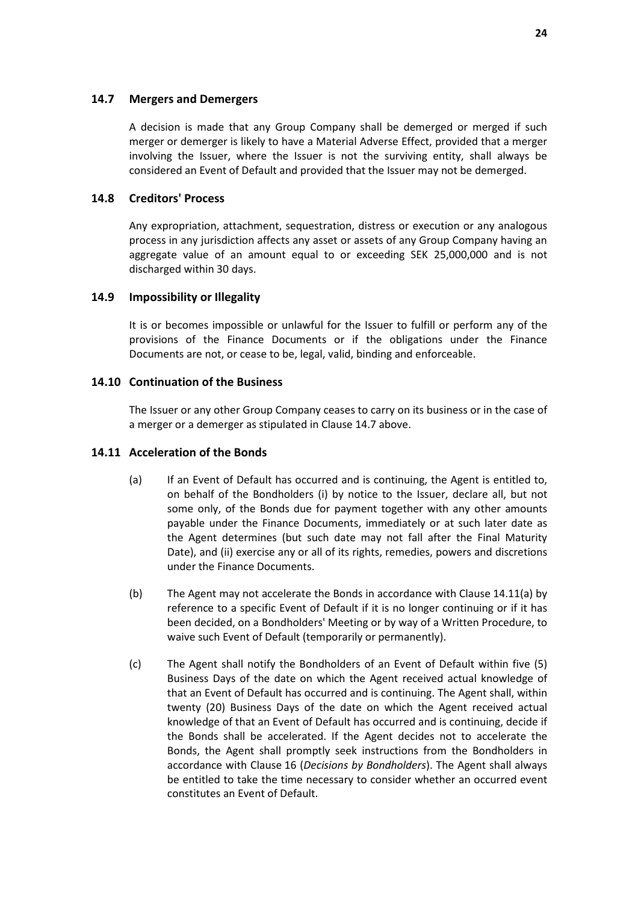### 14.7 Mergers and Demergers

A decision is made that any Group Company shall be demerged or merged if such merger or demerger is likely to have a Material Adverse Effect, provided that a merger involving the Issuer, where the Issuer is not the surviving entity, shall always be considered an Event of Default and provided that the Issuer may not be demerged.

### 14.8 Creditors' Process

Any expropriation, attachment, sequestration, distress or execution or any analogous process in any jurisdiction affects any asset or assets of any Group Company having an aggregate value of an amount equal to or exceeding SEK 25,000,000 and is not discharged within 30 days.

### 14.9 Impossibility or Illegality

It is or becomes impossible or unlawful for the Issuer to fulfill or perform any of the provisions of the Finance Documents or if the obligations under the Finance Documents are not, or cease to be, legal, valid, binding and enforceable.

### 14.10 Continuation of the Business

The Issuer or any other Group Company ceases to carry on its business or in the case of a merger or a demerger as stipulated in Clause 14.7 above.

### 14.11 Acceleration of the Bonds

(a) If an Event of Default has occurred and is continuing, the Agent is entitled to, on behalf of the Bondholders (i) by notice to the Issuer, declare all, but not some only, of the Bonds due for payment together with any other amounts payable under the Finance Documents, immediately or at such later date as the Agent determines (but such date may not fall after the Final Maturity Date), and (ii) exercise any or all of its rights, remedies, powers and discretions under the Finance Documents.

(b) The Agent may not accelerate the Bonds in accordance with Clause 14.11(a) by reference to a specific Event of Default if it is no longer continuing or if it has been decided, on a Bondholders' Meeting or by way of a Written Procedure, to waive such Event of Default (temporarily or permanently).

(c) The Agent shall notify the Bondholders of an Event of Default within five (5) Business Days of the date on which the Agent received actual knowledge of that an Event of Default has occurred and is continuing. The Agent shall, within twenty (20) Business Days of the date on which the Agent received actual knowledge of that an Event of Default has occurred and is continuing, decide if the Bonds shall be accelerated. If the Agent decides not to accelerate the Bonds, the Agent shall promptly seek instructions from the Bondholders in accordance with Clause 16 (*Decisions by Bondholders*). The Agent shall always be entitled to take the time necessary to consider whether an occurred event constitutes an Event of Default.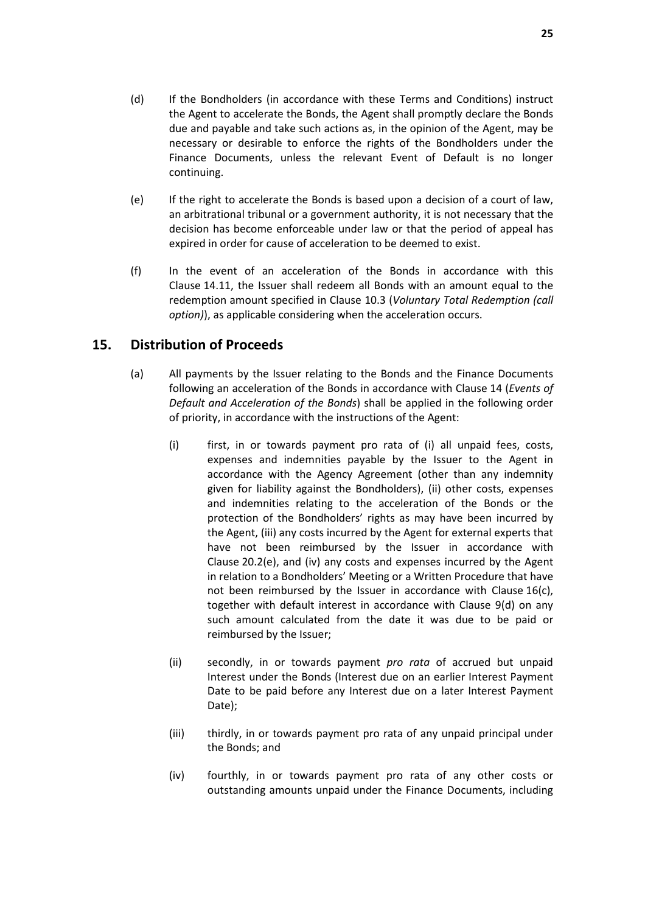(d) If the Bondholders (in accordance with these Terms and Conditions) instruct the Agent to accelerate the Bonds, the Agent shall promptly declare the Bonds due and payable and take such actions as, in the opinion of the Agent, may be necessary or desirable to enforce the rights of the Bondholders under the Finance Documents, unless the relevant Event of Default is no longer continuing.

(e) If the right to accelerate the Bonds is based upon a decision of a court of law, an arbitrational tribunal or a government authority, it is not necessary that the decision has become enforceable under law or that the period of appeal has expired in order for cause of acceleration to be deemed to exist.

(f) In the event of an acceleration of the Bonds in accordance with this Clause 14.11, the Issuer shall redeem all Bonds with an amount equal to the redemption amount specified in Clause 10.3 (*Voluntary Total Redemption (call option)*), as applicable considering when the acceleration occurs.

## 15. Distribution of Proceeds

(a) All payments by the Issuer relating to the Bonds and the Finance Documents following an acceleration of the Bonds in accordance with Clause 14 (*Events of Default and Acceleration of the Bonds*) shall be applied in the following order of priority, in accordance with the instructions of the Agent:

(i) first, in or towards payment pro rata of (i) all unpaid fees, costs, expenses and indemnities payable by the Issuer to the Agent in accordance with the Agency Agreement (other than any indemnity given for liability against the Bondholders), (ii) other costs, expenses and indemnities relating to the acceleration of the Bonds or the protection of the Bondholders' rights as may have been incurred by the Agent, (iii) any costs incurred by the Agent for external experts that have not been reimbursed by the Issuer in accordance with Clause 20.2(e), and (iv) any costs and expenses incurred by the Agent in relation to a Bondholders' Meeting or a Written Procedure that have not been reimbursed by the Issuer in accordance with Clause 16(c), together with default interest in accordance with Clause 9(d) on any such amount calculated from the date it was due to be paid or reimbursed by the Issuer;

(ii) secondly, in or towards payment *pro rata* of accrued but unpaid Interest under the Bonds (Interest due on an earlier Interest Payment Date to be paid before any Interest due on a later Interest Payment Date);

(iii) thirdly, in or towards payment pro rata of any unpaid principal under the Bonds; and

(iv) fourthly, in or towards payment pro rata of any other costs or outstanding amounts unpaid under the Finance Documents, including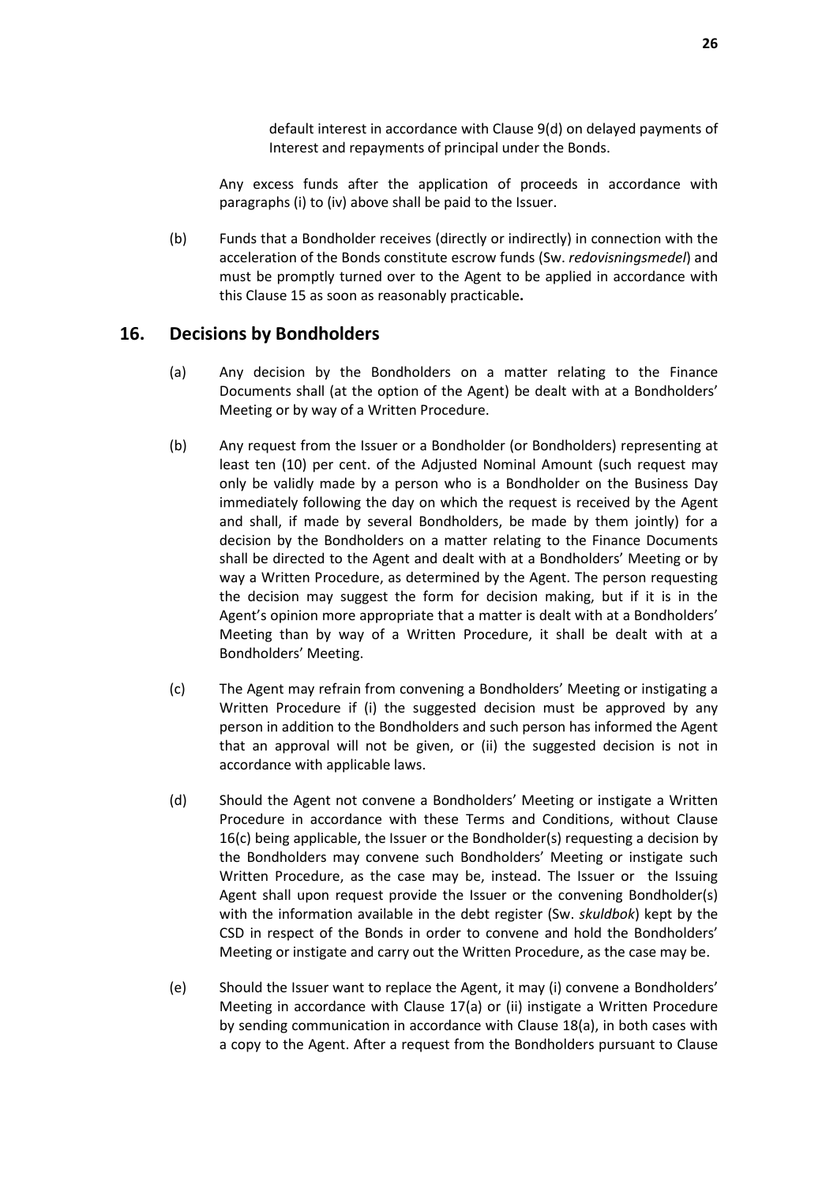default interest in accordance with Clause 9(d) on delayed payments of Interest and repayments of principal under the Bonds.

Any excess funds after the application of proceeds in accordance with paragraphs (i) to (iv) above shall be paid to the Issuer.

(b) Funds that a Bondholder receives (directly or indirectly) in connection with the acceleration of the Bonds constitute escrow funds (Sw. *redovisningsmedel*) and must be promptly turned over to the Agent to be applied in accordance with this Clause 15 as soon as reasonably practicable**.**

## 16. Decisions by Bondholders

(a) Any decision by the Bondholders on a matter relating to the Finance Documents shall (at the option of the Agent) be dealt with at a Bondholders' Meeting or by way of a Written Procedure.

(b) Any request from the Issuer or a Bondholder (or Bondholders) representing at least ten (10) per cent. of the Adjusted Nominal Amount (such request may only be validly made by a person who is a Bondholder on the Business Day immediately following the day on which the request is received by the Agent and shall, if made by several Bondholders, be made by them jointly) for a decision by the Bondholders on a matter relating to the Finance Documents shall be directed to the Agent and dealt with at a Bondholders' Meeting or by way a Written Procedure, as determined by the Agent. The person requesting the decision may suggest the form for decision making, but if it is in the Agent's opinion more appropriate that a matter is dealt with at a Bondholders' Meeting than by way of a Written Procedure, it shall be dealt with at a Bondholders' Meeting.

(c) The Agent may refrain from convening a Bondholders' Meeting or instigating a Written Procedure if (i) the suggested decision must be approved by any person in addition to the Bondholders and such person has informed the Agent that an approval will not be given, or (ii) the suggested decision is not in accordance with applicable laws.

(d) Should the Agent not convene a Bondholders' Meeting or instigate a Written Procedure in accordance with these Terms and Conditions, without Clause 16(c) being applicable, the Issuer or the Bondholder(s) requesting a decision by the Bondholders may convene such Bondholders' Meeting or instigate such Written Procedure, as the case may be, instead. The Issuer or the Issuing Agent shall upon request provide the Issuer or the convening Bondholder(s) with the information available in the debt register (Sw. *skuldbok*) kept by the CSD in respect of the Bonds in order to convene and hold the Bondholders' Meeting or instigate and carry out the Written Procedure, as the case may be.

(e) Should the Issuer want to replace the Agent, it may (i) convene a Bondholders' Meeting in accordance with Clause 17(a) or (ii) instigate a Written Procedure by sending communication in accordance with Clause 18(a), in both cases with a copy to the Agent. After a request from the Bondholders pursuant to Clause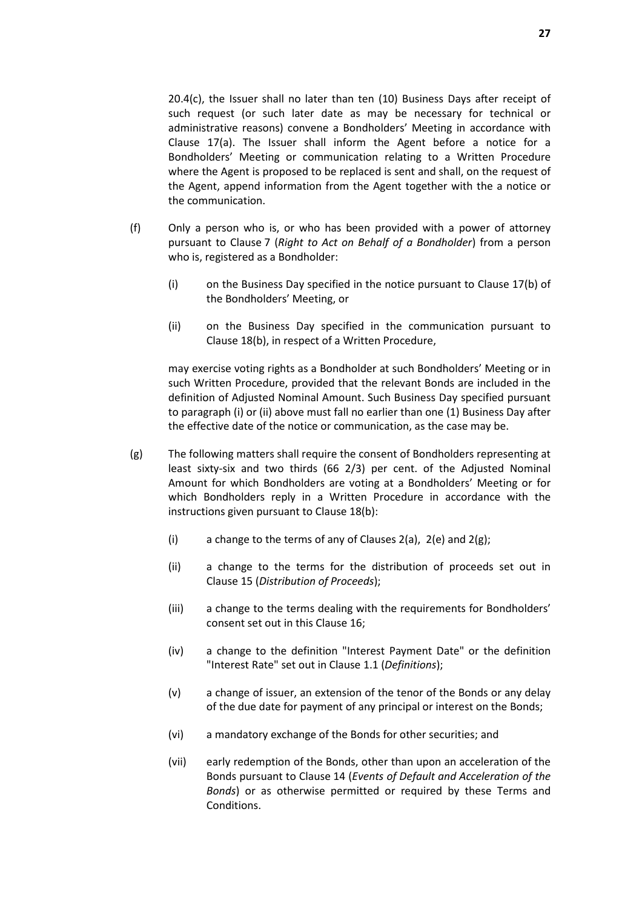20.4(c), the Issuer shall no later than ten (10) Business Days after receipt of such request (or such later date as may be necessary for technical or administrative reasons) convene a Bondholders' Meeting in accordance with Clause 17(a). The Issuer shall inform the Agent before a notice for a Bondholders' Meeting or communication relating to a Written Procedure where the Agent is proposed to be replaced is sent and shall, on the request of the Agent, append information from the Agent together with the a notice or the communication.

(f) Only a person who is, or who has been provided with a power of attorney pursuant to Clause 7 (*Right to Act on Behalf of a Bondholder*) from a person who is, registered as a Bondholder:

   (i) on the Business Day specified in the notice pursuant to Clause 17(b) of the Bondholders' Meeting, or

   (ii) on the Business Day specified in the communication pursuant to Clause 18(b), in respect of a Written Procedure,

   may exercise voting rights as a Bondholder at such Bondholders' Meeting or in such Written Procedure, provided that the relevant Bonds are included in the definition of Adjusted Nominal Amount. Such Business Day specified pursuant to paragraph (i) or (ii) above must fall no earlier than one (1) Business Day after the effective date of the notice or communication, as the case may be.

(g) The following matters shall require the consent of Bondholders representing at least sixty-six and two thirds (66 2/3) per cent. of the Adjusted Nominal Amount for which Bondholders are voting at a Bondholders' Meeting or for which Bondholders reply in a Written Procedure in accordance with the instructions given pursuant to Clause 18(b):

   (i) a change to the terms of any of Clauses 2(a), 2(e) and 2(g);

   (ii) a change to the terms for the distribution of proceeds set out in Clause 15 (*Distribution of Proceeds*);

   (iii) a change to the terms dealing with the requirements for Bondholders' consent set out in this Clause 16;

   (iv) a change to the definition "Interest Payment Date" or the definition "Interest Rate" set out in Clause 1.1 (*Definitions*);

   (v) a change of issuer, an extension of the tenor of the Bonds or any delay of the due date for payment of any principal or interest on the Bonds;

   (vi) a mandatory exchange of the Bonds for other securities; and

   (vii) early redemption of the Bonds, other than upon an acceleration of the Bonds pursuant to Clause 14 (*Events of Default and Acceleration of the Bonds*) or as otherwise permitted or required by these Terms and Conditions.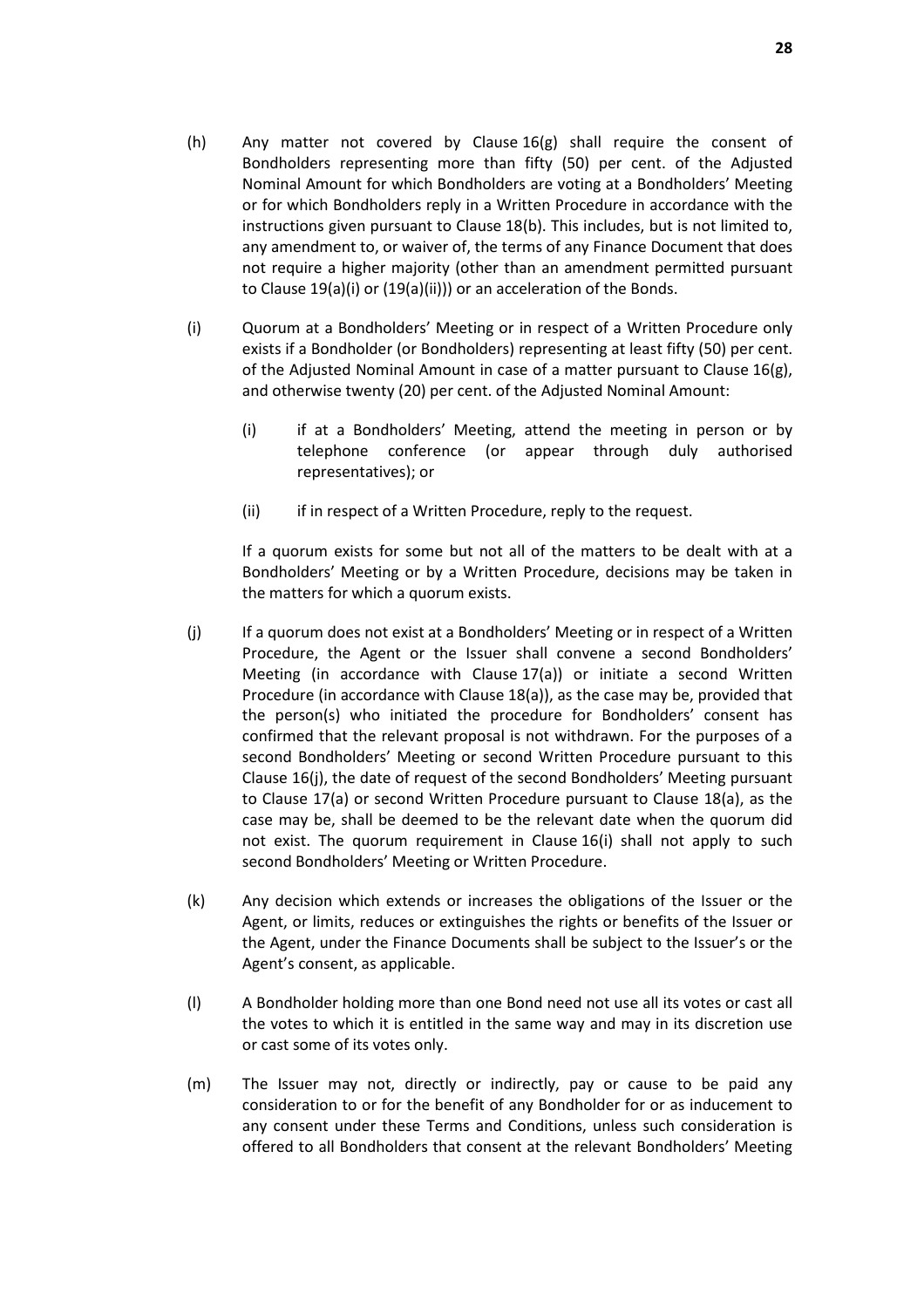(h) Any matter not covered by Clause 16(g) shall require the consent of Bondholders representing more than fifty (50) per cent. of the Adjusted Nominal Amount for which Bondholders are voting at a Bondholders' Meeting or for which Bondholders reply in a Written Procedure in accordance with the instructions given pursuant to Clause 18(b). This includes, but is not limited to, any amendment to, or waiver of, the terms of any Finance Document that does not require a higher majority (other than an amendment permitted pursuant to Clause 19(a)(i) or (19(a)(ii))) or an acceleration of the Bonds.

(i) Quorum at a Bondholders' Meeting or in respect of a Written Procedure only exists if a Bondholder (or Bondholders) representing at least fifty (50) per cent. of the Adjusted Nominal Amount in case of a matter pursuant to Clause 16(g), and otherwise twenty (20) per cent. of the Adjusted Nominal Amount:

  (i) if at a Bondholders' Meeting, attend the meeting in person or by telephone conference (or appear through duly authorised representatives); or

  (ii) if in respect of a Written Procedure, reply to the request.

  If a quorum exists for some but not all of the matters to be dealt with at a Bondholders' Meeting or by a Written Procedure, decisions may be taken in the matters for which a quorum exists.

(j) If a quorum does not exist at a Bondholders' Meeting or in respect of a Written Procedure, the Agent or the Issuer shall convene a second Bondholders' Meeting (in accordance with Clause 17(a)) or initiate a second Written Procedure (in accordance with Clause 18(a)), as the case may be, provided that the person(s) who initiated the procedure for Bondholders' consent has confirmed that the relevant proposal is not withdrawn. For the purposes of a second Bondholders' Meeting or second Written Procedure pursuant to this Clause 16(j), the date of request of the second Bondholders' Meeting pursuant to Clause 17(a) or second Written Procedure pursuant to Clause 18(a), as the case may be, shall be deemed to be the relevant date when the quorum did not exist. The quorum requirement in Clause 16(i) shall not apply to such second Bondholders' Meeting or Written Procedure.

(k) Any decision which extends or increases the obligations of the Issuer or the Agent, or limits, reduces or extinguishes the rights or benefits of the Issuer or the Agent, under the Finance Documents shall be subject to the Issuer's or the Agent's consent, as applicable.

(l) A Bondholder holding more than one Bond need not use all its votes or cast all the votes to which it is entitled in the same way and may in its discretion use or cast some of its votes only.

(m) The Issuer may not, directly or indirectly, pay or cause to be paid any consideration to or for the benefit of any Bondholder for or as inducement to any consent under these Terms and Conditions, unless such consideration is offered to all Bondholders that consent at the relevant Bondholders' Meeting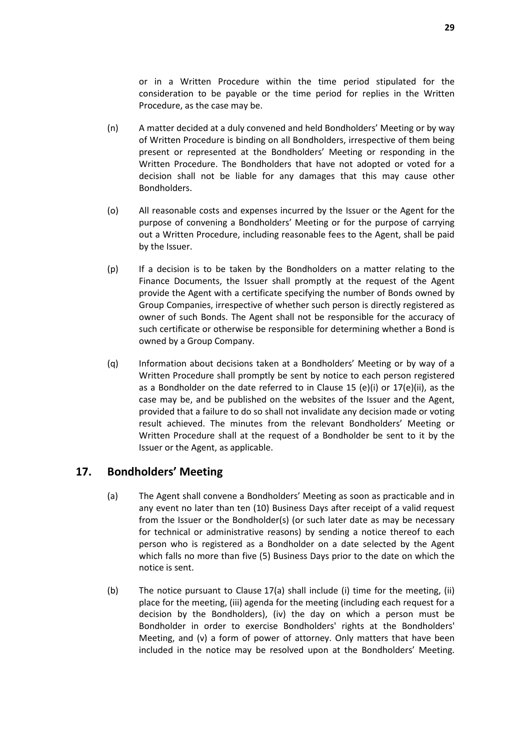or in a Written Procedure within the time period stipulated for the consideration to be payable or the time period for replies in the Written Procedure, as the case may be.

(n) A matter decided at a duly convened and held Bondholders' Meeting or by way of Written Procedure is binding on all Bondholders, irrespective of them being present or represented at the Bondholders' Meeting or responding in the Written Procedure. The Bondholders that have not adopted or voted for a decision shall not be liable for any damages that this may cause other Bondholders.

(o) All reasonable costs and expenses incurred by the Issuer or the Agent for the purpose of convening a Bondholders' Meeting or for the purpose of carrying out a Written Procedure, including reasonable fees to the Agent, shall be paid by the Issuer.

(p) If a decision is to be taken by the Bondholders on a matter relating to the Finance Documents, the Issuer shall promptly at the request of the Agent provide the Agent with a certificate specifying the number of Bonds owned by Group Companies, irrespective of whether such person is directly registered as owner of such Bonds. The Agent shall not be responsible for the accuracy of such certificate or otherwise be responsible for determining whether a Bond is owned by a Group Company.

(q) Information about decisions taken at a Bondholders' Meeting or by way of a Written Procedure shall promptly be sent by notice to each person registered as a Bondholder on the date referred to in Clause 15 (e)(i) or 17(e)(ii), as the case may be, and be published on the websites of the Issuer and the Agent, provided that a failure to do so shall not invalidate any decision made or voting result achieved. The minutes from the relevant Bondholders' Meeting or Written Procedure shall at the request of a Bondholder be sent to it by the Issuer or the Agent, as applicable.

## 17. Bondholders' Meeting

(a) The Agent shall convene a Bondholders' Meeting as soon as practicable and in any event no later than ten (10) Business Days after receipt of a valid request from the Issuer or the Bondholder(s) (or such later date as may be necessary for technical or administrative reasons) by sending a notice thereof to each person who is registered as a Bondholder on a date selected by the Agent which falls no more than five (5) Business Days prior to the date on which the notice is sent.

(b) The notice pursuant to Clause 17(a) shall include (i) time for the meeting, (ii) place for the meeting, (iii) agenda for the meeting (including each request for a decision by the Bondholders), (iv) the day on which a person must be Bondholder in order to exercise Bondholders' rights at the Bondholders' Meeting, and (v) a form of power of attorney. Only matters that have been included in the notice may be resolved upon at the Bondholders' Meeting.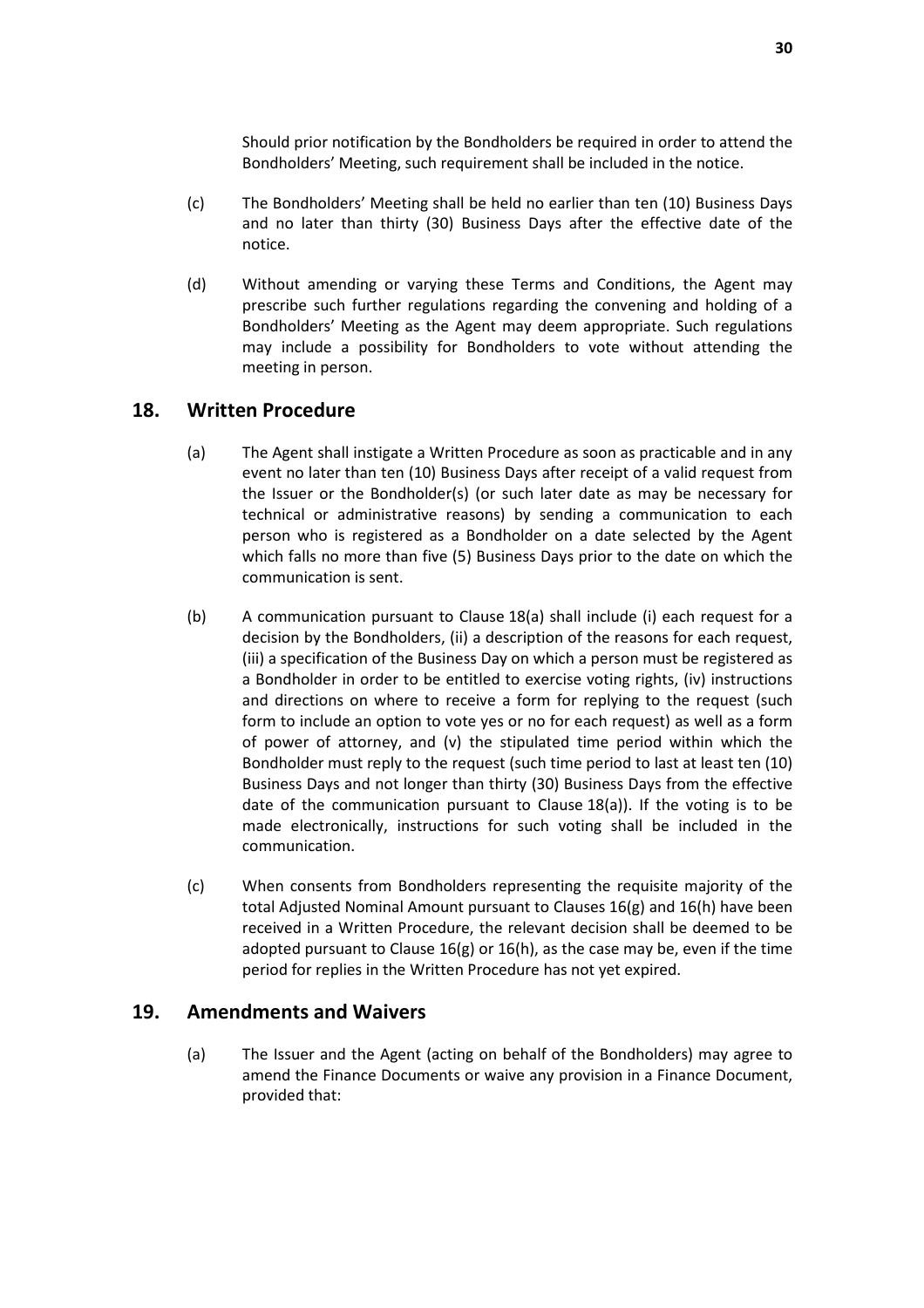Should prior notification by the Bondholders be required in order to attend the Bondholders' Meeting, such requirement shall be included in the notice.

(c) The Bondholders' Meeting shall be held no earlier than ten (10) Business Days and no later than thirty (30) Business Days after the effective date of the notice.

(d) Without amending or varying these Terms and Conditions, the Agent may prescribe such further regulations regarding the convening and holding of a Bondholders' Meeting as the Agent may deem appropriate. Such regulations may include a possibility for Bondholders to vote without attending the meeting in person.

## 18. Written Procedure

(a) The Agent shall instigate a Written Procedure as soon as practicable and in any event no later than ten (10) Business Days after receipt of a valid request from the Issuer or the Bondholder(s) (or such later date as may be necessary for technical or administrative reasons) by sending a communication to each person who is registered as a Bondholder on a date selected by the Agent which falls no more than five (5) Business Days prior to the date on which the communication is sent.

(b) A communication pursuant to Clause 18(a) shall include (i) each request for a decision by the Bondholders, (ii) a description of the reasons for each request, (iii) a specification of the Business Day on which a person must be registered as a Bondholder in order to be entitled to exercise voting rights, (iv) instructions and directions on where to receive a form for replying to the request (such form to include an option to vote yes or no for each request) as well as a form of power of attorney, and (v) the stipulated time period within which the Bondholder must reply to the request (such time period to last at least ten (10) Business Days and not longer than thirty (30) Business Days from the effective date of the communication pursuant to Clause 18(a)). If the voting is to be made electronically, instructions for such voting shall be included in the communication.

(c) When consents from Bondholders representing the requisite majority of the total Adjusted Nominal Amount pursuant to Clauses 16(g) and 16(h) have been received in a Written Procedure, the relevant decision shall be deemed to be adopted pursuant to Clause 16(g) or 16(h), as the case may be, even if the time period for replies in the Written Procedure has not yet expired.

## 19. Amendments and Waivers

(a) The Issuer and the Agent (acting on behalf of the Bondholders) may agree to amend the Finance Documents or waive any provision in a Finance Document, provided that: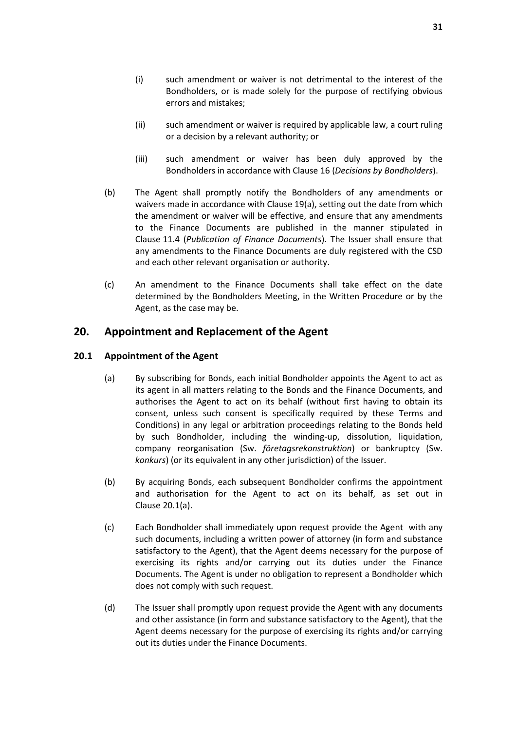(i) such amendment or waiver is not detrimental to the interest of the Bondholders, or is made solely for the purpose of rectifying obvious errors and mistakes;

(ii) such amendment or waiver is required by applicable law, a court ruling or a decision by a relevant authority; or

(iii) such amendment or waiver has been duly approved by the Bondholders in accordance with Clause 16 (*Decisions by Bondholders*).

(b) The Agent shall promptly notify the Bondholders of any amendments or waivers made in accordance with Clause 19(a), setting out the date from which the amendment or waiver will be effective, and ensure that any amendments to the Finance Documents are published in the manner stipulated in Clause 11.4 (*Publication of Finance Documents*). The Issuer shall ensure that any amendments to the Finance Documents are duly registered with the CSD and each other relevant organisation or authority.

(c) An amendment to the Finance Documents shall take effect on the date determined by the Bondholders Meeting, in the Written Procedure or by the Agent, as the case may be.

## 20. Appointment and Replacement of the Agent

### 20.1 Appointment of the Agent

(a) By subscribing for Bonds, each initial Bondholder appoints the Agent to act as its agent in all matters relating to the Bonds and the Finance Documents, and authorises the Agent to act on its behalf (without first having to obtain its consent, unless such consent is specifically required by these Terms and Conditions) in any legal or arbitration proceedings relating to the Bonds held by such Bondholder, including the winding-up, dissolution, liquidation, company reorganisation (Sw. *företagsrekonstruktion*) or bankruptcy (Sw. *konkurs*) (or its equivalent in any other jurisdiction) of the Issuer.

(b) By acquiring Bonds, each subsequent Bondholder confirms the appointment and authorisation for the Agent to act on its behalf, as set out in Clause 20.1(a).

(c) Each Bondholder shall immediately upon request provide the Agent with any such documents, including a written power of attorney (in form and substance satisfactory to the Agent), that the Agent deems necessary for the purpose of exercising its rights and/or carrying out its duties under the Finance Documents. The Agent is under no obligation to represent a Bondholder which does not comply with such request.

(d) The Issuer shall promptly upon request provide the Agent with any documents and other assistance (in form and substance satisfactory to the Agent), that the Agent deems necessary for the purpose of exercising its rights and/or carrying out its duties under the Finance Documents.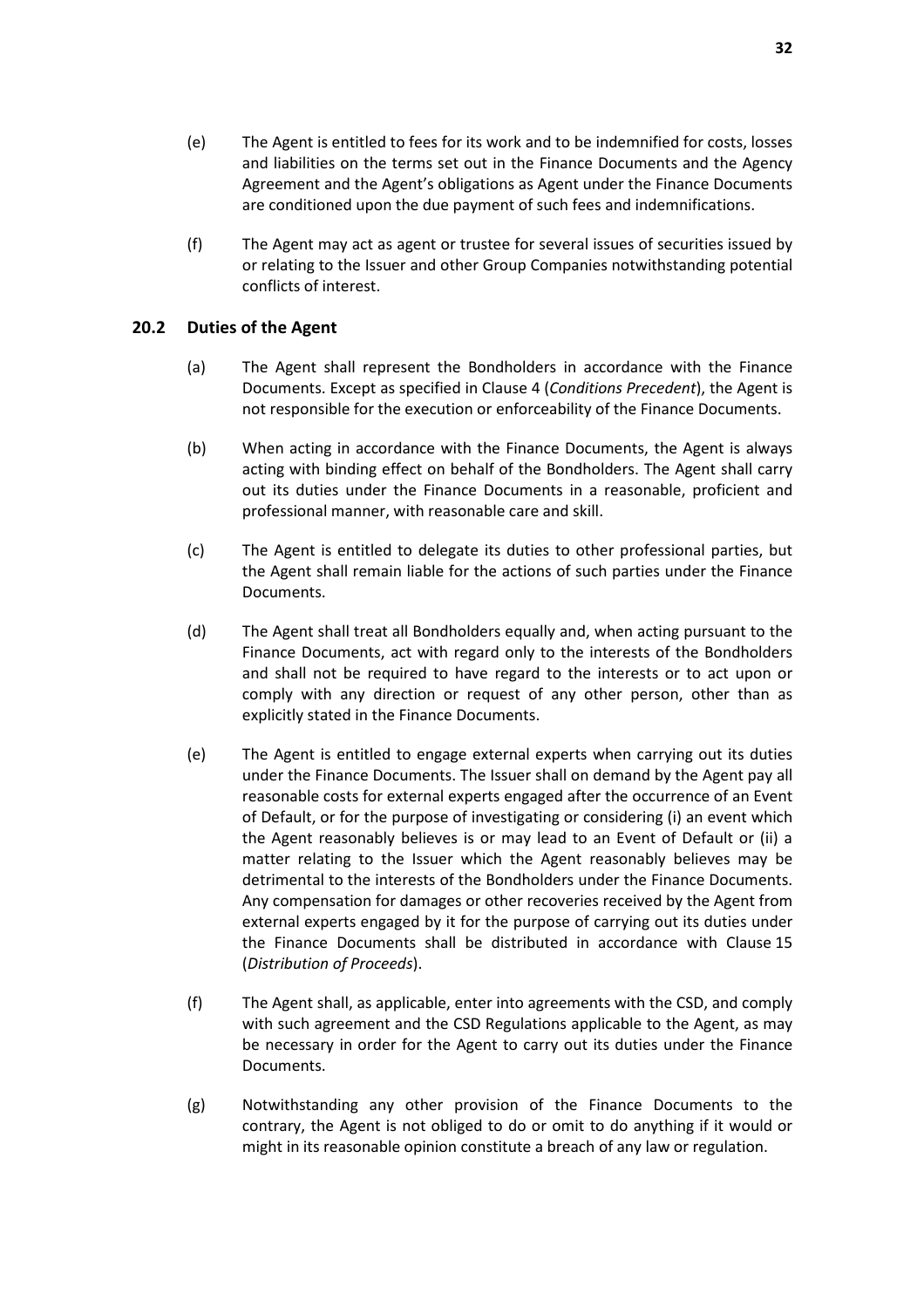(e) The Agent is entitled to fees for its work and to be indemnified for costs, losses and liabilities on the terms set out in the Finance Documents and the Agency Agreement and the Agent's obligations as Agent under the Finance Documents are conditioned upon the due payment of such fees and indemnifications.

(f) The Agent may act as agent or trustee for several issues of securities issued by or relating to the Issuer and other Group Companies notwithstanding potential conflicts of interest.

### 20.2 Duties of the Agent

(a) The Agent shall represent the Bondholders in accordance with the Finance Documents. Except as specified in Clause 4 (*Conditions Precedent*), the Agent is not responsible for the execution or enforceability of the Finance Documents.

(b) When acting in accordance with the Finance Documents, the Agent is always acting with binding effect on behalf of the Bondholders. The Agent shall carry out its duties under the Finance Documents in a reasonable, proficient and professional manner, with reasonable care and skill.

(c) The Agent is entitled to delegate its duties to other professional parties, but the Agent shall remain liable for the actions of such parties under the Finance Documents.

(d) The Agent shall treat all Bondholders equally and, when acting pursuant to the Finance Documents, act with regard only to the interests of the Bondholders and shall not be required to have regard to the interests or to act upon or comply with any direction or request of any other person, other than as explicitly stated in the Finance Documents.

(e) The Agent is entitled to engage external experts when carrying out its duties under the Finance Documents. The Issuer shall on demand by the Agent pay all reasonable costs for external experts engaged after the occurrence of an Event of Default, or for the purpose of investigating or considering (i) an event which the Agent reasonably believes is or may lead to an Event of Default or (ii) a matter relating to the Issuer which the Agent reasonably believes may be detrimental to the interests of the Bondholders under the Finance Documents. Any compensation for damages or other recoveries received by the Agent from external experts engaged by it for the purpose of carrying out its duties under the Finance Documents shall be distributed in accordance with Clause 15 (*Distribution of Proceeds*).

(f) The Agent shall, as applicable, enter into agreements with the CSD, and comply with such agreement and the CSD Regulations applicable to the Agent, as may be necessary in order for the Agent to carry out its duties under the Finance Documents.

(g) Notwithstanding any other provision of the Finance Documents to the contrary, the Agent is not obliged to do or omit to do anything if it would or might in its reasonable opinion constitute a breach of any law or regulation.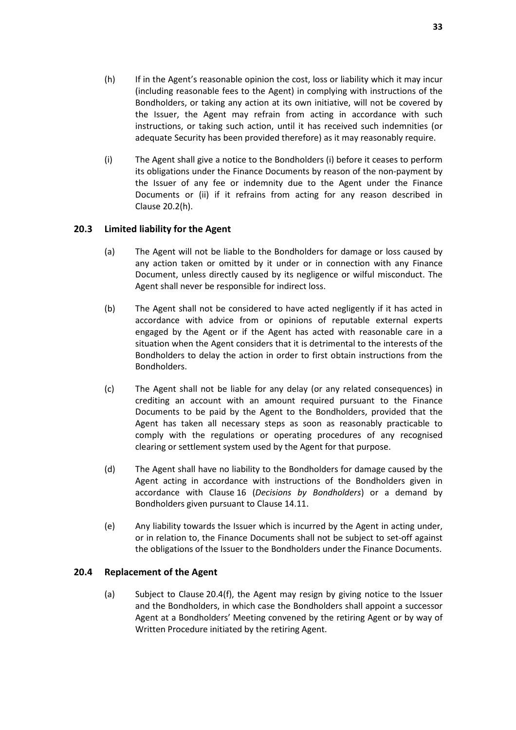(h) If in the Agent's reasonable opinion the cost, loss or liability which it may incur (including reasonable fees to the Agent) in complying with instructions of the Bondholders, or taking any action at its own initiative, will not be covered by the Issuer, the Agent may refrain from acting in accordance with such instructions, or taking such action, until it has received such indemnities (or adequate Security has been provided therefore) as it may reasonably require.

(i) The Agent shall give a notice to the Bondholders (i) before it ceases to perform its obligations under the Finance Documents by reason of the non-payment by the Issuer of any fee or indemnity due to the Agent under the Finance Documents or (ii) if it refrains from acting for any reason described in Clause 20.2(h).

## 20.3 Limited liability for the Agent

(a) The Agent will not be liable to the Bondholders for damage or loss caused by any action taken or omitted by it under or in connection with any Finance Document, unless directly caused by its negligence or wilful misconduct. The Agent shall never be responsible for indirect loss.

(b) The Agent shall not be considered to have acted negligently if it has acted in accordance with advice from or opinions of reputable external experts engaged by the Agent or if the Agent has acted with reasonable care in a situation when the Agent considers that it is detrimental to the interests of the Bondholders to delay the action in order to first obtain instructions from the Bondholders.

(c) The Agent shall not be liable for any delay (or any related consequences) in crediting an account with an amount required pursuant to the Finance Documents to be paid by the Agent to the Bondholders, provided that the Agent has taken all necessary steps as soon as reasonably practicable to comply with the regulations or operating procedures of any recognised clearing or settlement system used by the Agent for that purpose.

(d) The Agent shall have no liability to the Bondholders for damage caused by the Agent acting in accordance with instructions of the Bondholders given in accordance with Clause 16 (*Decisions by Bondholders*) or a demand by Bondholders given pursuant to Clause 14.11.

(e) Any liability towards the Issuer which is incurred by the Agent in acting under, or in relation to, the Finance Documents shall not be subject to set-off against the obligations of the Issuer to the Bondholders under the Finance Documents.

## 20.4 Replacement of the Agent

(a) Subject to Clause 20.4(f), the Agent may resign by giving notice to the Issuer and the Bondholders, in which case the Bondholders shall appoint a successor Agent at a Bondholders' Meeting convened by the retiring Agent or by way of Written Procedure initiated by the retiring Agent.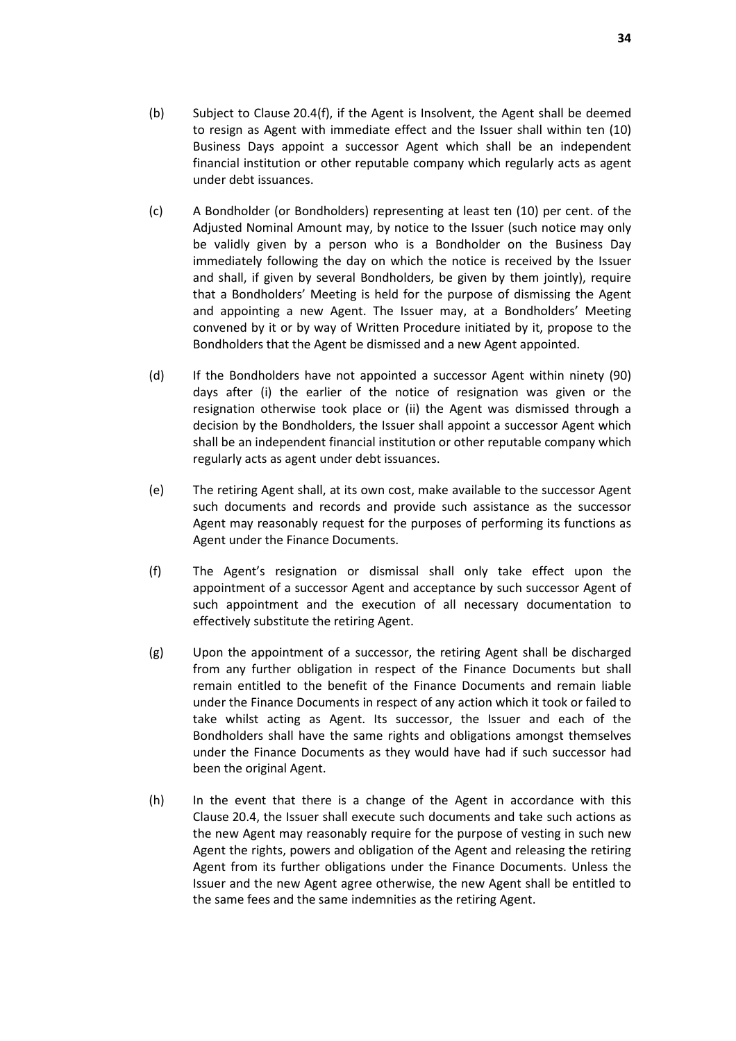(b) Subject to Clause 20.4(f), if the Agent is Insolvent, the Agent shall be deemed to resign as Agent with immediate effect and the Issuer shall within ten (10) Business Days appoint a successor Agent which shall be an independent financial institution or other reputable company which regularly acts as agent under debt issuances.

(c) A Bondholder (or Bondholders) representing at least ten (10) per cent. of the Adjusted Nominal Amount may, by notice to the Issuer (such notice may only be validly given by a person who is a Bondholder on the Business Day immediately following the day on which the notice is received by the Issuer and shall, if given by several Bondholders, be given by them jointly), require that a Bondholders' Meeting is held for the purpose of dismissing the Agent and appointing a new Agent. The Issuer may, at a Bondholders' Meeting convened by it or by way of Written Procedure initiated by it, propose to the Bondholders that the Agent be dismissed and a new Agent appointed.

(d) If the Bondholders have not appointed a successor Agent within ninety (90) days after (i) the earlier of the notice of resignation was given or the resignation otherwise took place or (ii) the Agent was dismissed through a decision by the Bondholders, the Issuer shall appoint a successor Agent which shall be an independent financial institution or other reputable company which regularly acts as agent under debt issuances.

(e) The retiring Agent shall, at its own cost, make available to the successor Agent such documents and records and provide such assistance as the successor Agent may reasonably request for the purposes of performing its functions as Agent under the Finance Documents.

(f) The Agent's resignation or dismissal shall only take effect upon the appointment of a successor Agent and acceptance by such successor Agent of such appointment and the execution of all necessary documentation to effectively substitute the retiring Agent.

(g) Upon the appointment of a successor, the retiring Agent shall be discharged from any further obligation in respect of the Finance Documents but shall remain entitled to the benefit of the Finance Documents and remain liable under the Finance Documents in respect of any action which it took or failed to take whilst acting as Agent. Its successor, the Issuer and each of the Bondholders shall have the same rights and obligations amongst themselves under the Finance Documents as they would have had if such successor had been the original Agent.

(h) In the event that there is a change of the Agent in accordance with this Clause 20.4, the Issuer shall execute such documents and take such actions as the new Agent may reasonably require for the purpose of vesting in such new Agent the rights, powers and obligation of the Agent and releasing the retiring Agent from its further obligations under the Finance Documents. Unless the Issuer and the new Agent agree otherwise, the new Agent shall be entitled to the same fees and the same indemnities as the retiring Agent.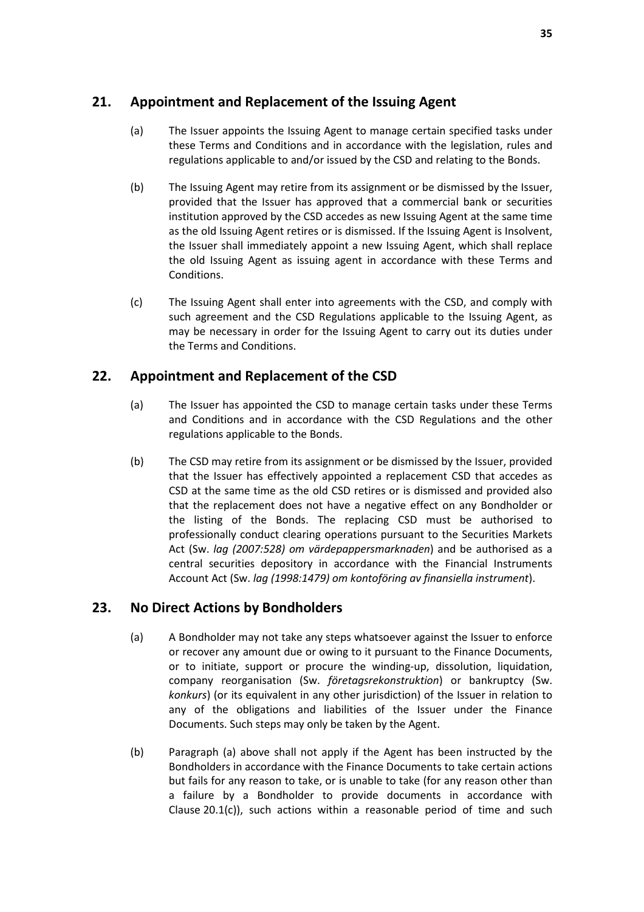## 21. Appointment and Replacement of the Issuing Agent

(a) The Issuer appoints the Issuing Agent to manage certain specified tasks under these Terms and Conditions and in accordance with the legislation, rules and regulations applicable to and/or issued by the CSD and relating to the Bonds.

(b) The Issuing Agent may retire from its assignment or be dismissed by the Issuer, provided that the Issuer has approved that a commercial bank or securities institution approved by the CSD accedes as new Issuing Agent at the same time as the old Issuing Agent retires or is dismissed. If the Issuing Agent is Insolvent, the Issuer shall immediately appoint a new Issuing Agent, which shall replace the old Issuing Agent as issuing agent in accordance with these Terms and Conditions.

(c) The Issuing Agent shall enter into agreements with the CSD, and comply with such agreement and the CSD Regulations applicable to the Issuing Agent, as may be necessary in order for the Issuing Agent to carry out its duties under the Terms and Conditions.

## 22. Appointment and Replacement of the CSD

(a) The Issuer has appointed the CSD to manage certain tasks under these Terms and Conditions and in accordance with the CSD Regulations and the other regulations applicable to the Bonds.

(b) The CSD may retire from its assignment or be dismissed by the Issuer, provided that the Issuer has effectively appointed a replacement CSD that accedes as CSD at the same time as the old CSD retires or is dismissed and provided also that the replacement does not have a negative effect on any Bondholder or the listing of the Bonds. The replacing CSD must be authorised to professionally conduct clearing operations pursuant to the Securities Markets Act (Sw. *lag (2007:528) om värdepappersmarknaden*) and be authorised as a central securities depository in accordance with the Financial Instruments Account Act (Sw. *lag (1998:1479) om kontoföring av finansiella instrument*).

## 23. No Direct Actions by Bondholders

(a) A Bondholder may not take any steps whatsoever against the Issuer to enforce or recover any amount due or owing to it pursuant to the Finance Documents, or to initiate, support or procure the winding-up, dissolution, liquidation, company reorganisation (Sw. *företagsrekonstruktion*) or bankruptcy (Sw. *konkurs*) (or its equivalent in any other jurisdiction) of the Issuer in relation to any of the obligations and liabilities of the Issuer under the Finance Documents. Such steps may only be taken by the Agent.

(b) Paragraph (a) above shall not apply if the Agent has been instructed by the Bondholders in accordance with the Finance Documents to take certain actions but fails for any reason to take, or is unable to take (for any reason other than a failure by a Bondholder to provide documents in accordance with Clause 20.1(c)), such actions within a reasonable period of time and such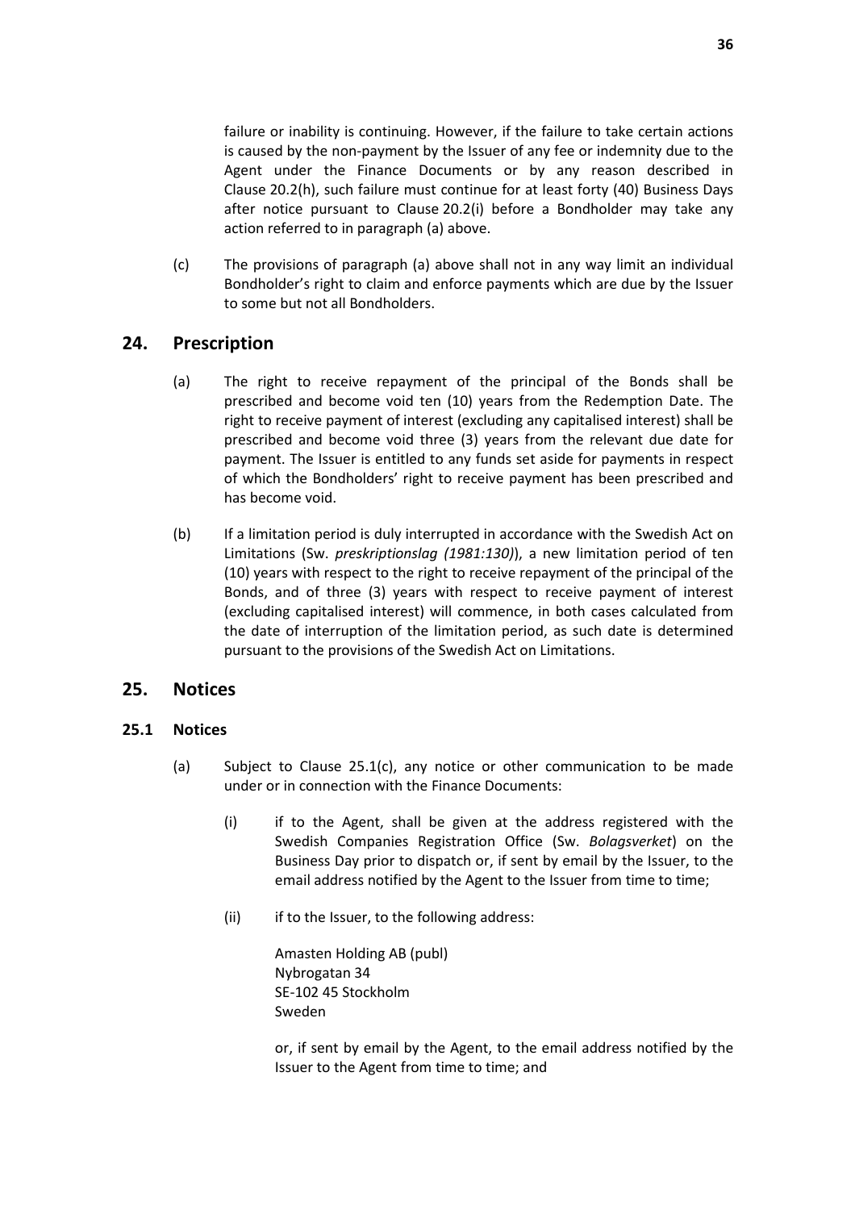failure or inability is continuing. However, if the failure to take certain actions is caused by the non-payment by the Issuer of any fee or indemnity due to the Agent under the Finance Documents or by any reason described in Clause 20.2(h), such failure must continue for at least forty (40) Business Days after notice pursuant to Clause 20.2(i) before a Bondholder may take any action referred to in paragraph (a) above.

(c) The provisions of paragraph (a) above shall not in any way limit an individual Bondholder's right to claim and enforce payments which are due by the Issuer to some but not all Bondholders.

## 24. Prescription

(a) The right to receive repayment of the principal of the Bonds shall be prescribed and become void ten (10) years from the Redemption Date. The right to receive payment of interest (excluding any capitalised interest) shall be prescribed and become void three (3) years from the relevant due date for payment. The Issuer is entitled to any funds set aside for payments in respect of which the Bondholders' right to receive payment has been prescribed and has become void.

(b) If a limitation period is duly interrupted in accordance with the Swedish Act on Limitations (Sw. *preskriptionslag (1981:130)*), a new limitation period of ten (10) years with respect to the right to receive repayment of the principal of the Bonds, and of three (3) years with respect to receive payment of interest (excluding capitalised interest) will commence, in both cases calculated from the date of interruption of the limitation period, as such date is determined pursuant to the provisions of the Swedish Act on Limitations.

## 25. Notices

### 25.1 Notices

(a) Subject to Clause 25.1(c), any notice or other communication to be made under or in connection with the Finance Documents:

(i) if to the Agent, shall be given at the address registered with the Swedish Companies Registration Office (Sw. *Bolagsverket*) on the Business Day prior to dispatch or, if sent by email by the Issuer, to the email address notified by the Agent to the Issuer from time to time;

(ii) if to the Issuer, to the following address:

Amasten Holding AB (publ)
Nybrogatan 34
SE-102 45 Stockholm
Sweden

or, if sent by email by the Agent, to the email address notified by the Issuer to the Agent from time to time; and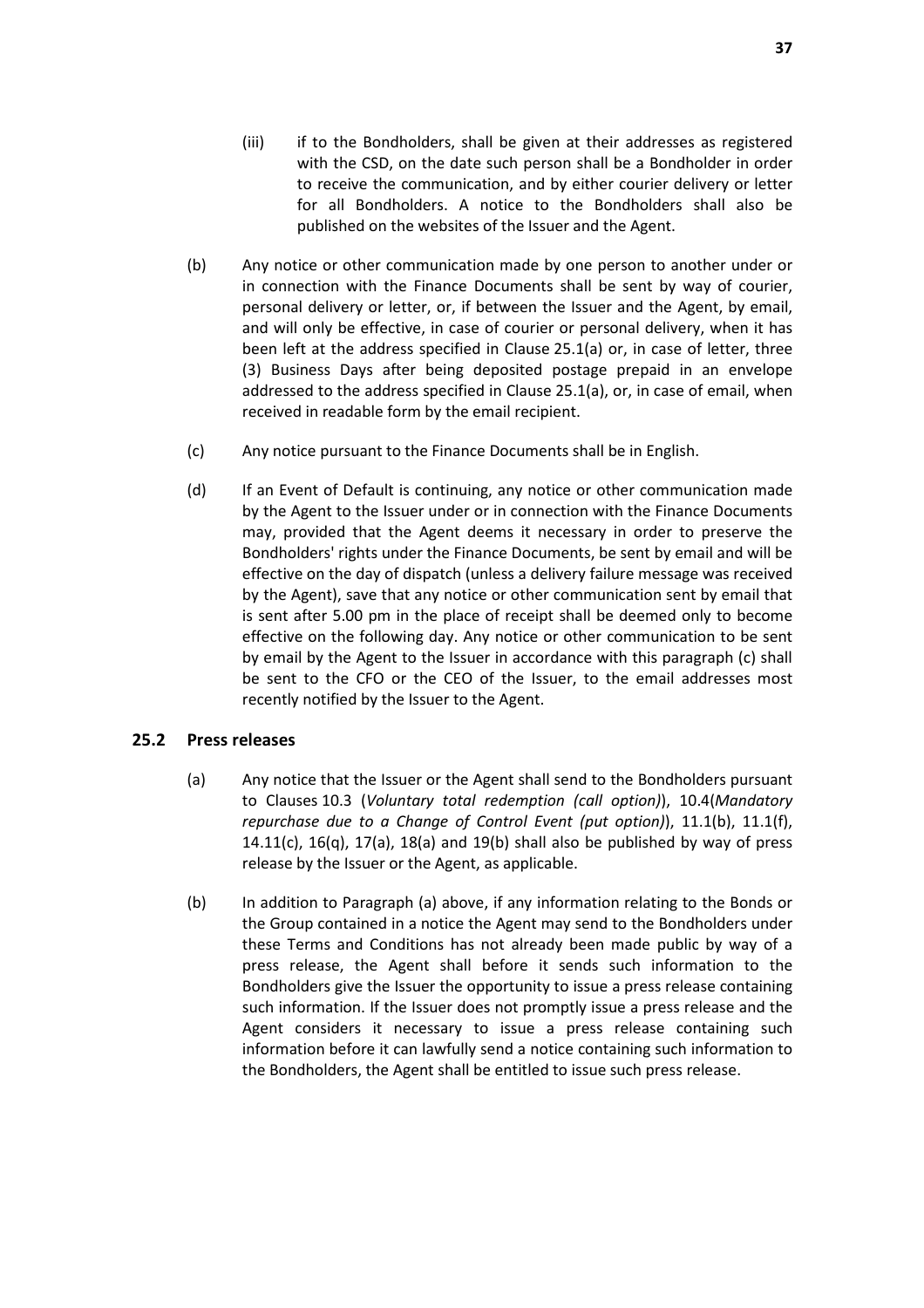(iii) if to the Bondholders, shall be given at their addresses as registered with the CSD, on the date such person shall be a Bondholder in order to receive the communication, and by either courier delivery or letter for all Bondholders. A notice to the Bondholders shall also be published on the websites of the Issuer and the Agent.

(b) Any notice or other communication made by one person to another under or in connection with the Finance Documents shall be sent by way of courier, personal delivery or letter, or, if between the Issuer and the Agent, by email, and will only be effective, in case of courier or personal delivery, when it has been left at the address specified in Clause 25.1(a) or, in case of letter, three (3) Business Days after being deposited postage prepaid in an envelope addressed to the address specified in Clause 25.1(a), or, in case of email, when received in readable form by the email recipient.

(c) Any notice pursuant to the Finance Documents shall be in English.

(d) If an Event of Default is continuing, any notice or other communication made by the Agent to the Issuer under or in connection with the Finance Documents may, provided that the Agent deems it necessary in order to preserve the Bondholders' rights under the Finance Documents, be sent by email and will be effective on the day of dispatch (unless a delivery failure message was received by the Agent), save that any notice or other communication sent by email that is sent after 5.00 pm in the place of receipt shall be deemed only to become effective on the following day. Any notice or other communication to be sent by email by the Agent to the Issuer in accordance with this paragraph (c) shall be sent to the CFO or the CEO of the Issuer, to the email addresses most recently notified by the Issuer to the Agent.

### 25.2 Press releases

(a) Any notice that the Issuer or the Agent shall send to the Bondholders pursuant to Clauses 10.3 (*Voluntary total redemption (call option)*), 10.4(*Mandatory repurchase due to a Change of Control Event (put option)*), 11.1(b), 11.1(f), 14.11(c), 16(q), 17(a), 18(a) and 19(b) shall also be published by way of press release by the Issuer or the Agent, as applicable.

(b) In addition to Paragraph (a) above, if any information relating to the Bonds or the Group contained in a notice the Agent may send to the Bondholders under these Terms and Conditions has not already been made public by way of a press release, the Agent shall before it sends such information to the Bondholders give the Issuer the opportunity to issue a press release containing such information. If the Issuer does not promptly issue a press release and the Agent considers it necessary to issue a press release containing such information before it can lawfully send a notice containing such information to the Bondholders, the Agent shall be entitled to issue such press release.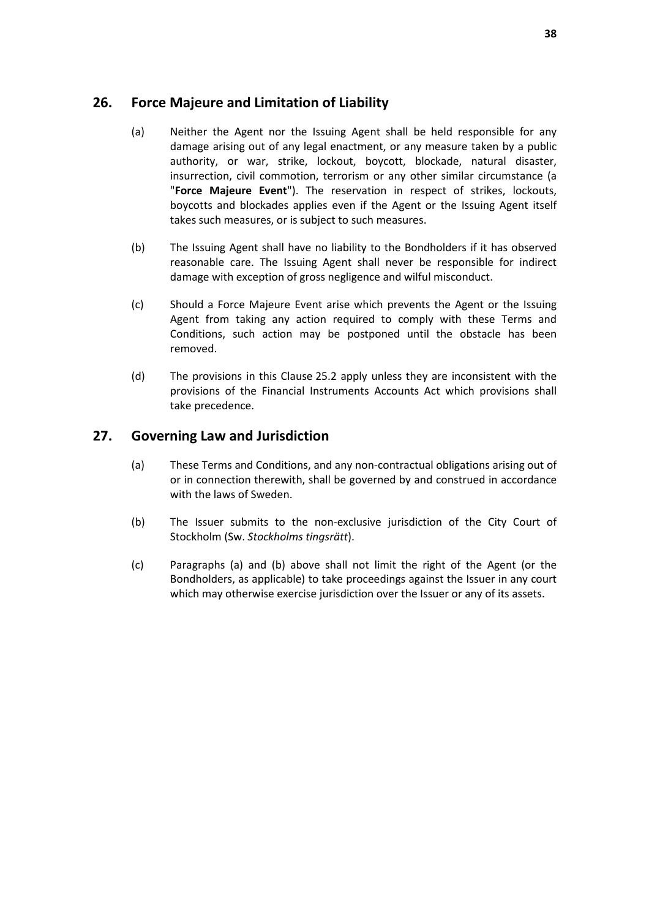## 26. Force Majeure and Limitation of Liability

(a) Neither the Agent nor the Issuing Agent shall be held responsible for any damage arising out of any legal enactment, or any measure taken by a public authority, or war, strike, lockout, boycott, blockade, natural disaster, insurrection, civil commotion, terrorism or any other similar circumstance (a "**Force Majeure Event**"). The reservation in respect of strikes, lockouts, boycotts and blockades applies even if the Agent or the Issuing Agent itself takes such measures, or is subject to such measures.

(b) The Issuing Agent shall have no liability to the Bondholders if it has observed reasonable care. The Issuing Agent shall never be responsible for indirect damage with exception of gross negligence and wilful misconduct.

(c) Should a Force Majeure Event arise which prevents the Agent or the Issuing Agent from taking any action required to comply with these Terms and Conditions, such action may be postponed until the obstacle has been removed.

(d) The provisions in this Clause 25.2 apply unless they are inconsistent with the provisions of the Financial Instruments Accounts Act which provisions shall take precedence.

## 27. Governing Law and Jurisdiction

(a) These Terms and Conditions, and any non-contractual obligations arising out of or in connection therewith, shall be governed by and construed in accordance with the laws of Sweden.

(b) The Issuer submits to the non-exclusive jurisdiction of the City Court of Stockholm (Sw. *Stockholms tingsrätt*).

(c) Paragraphs (a) and (b) above shall not limit the right of the Agent (or the Bondholders, as applicable) to take proceedings against the Issuer in any court which may otherwise exercise jurisdiction over the Issuer or any of its assets.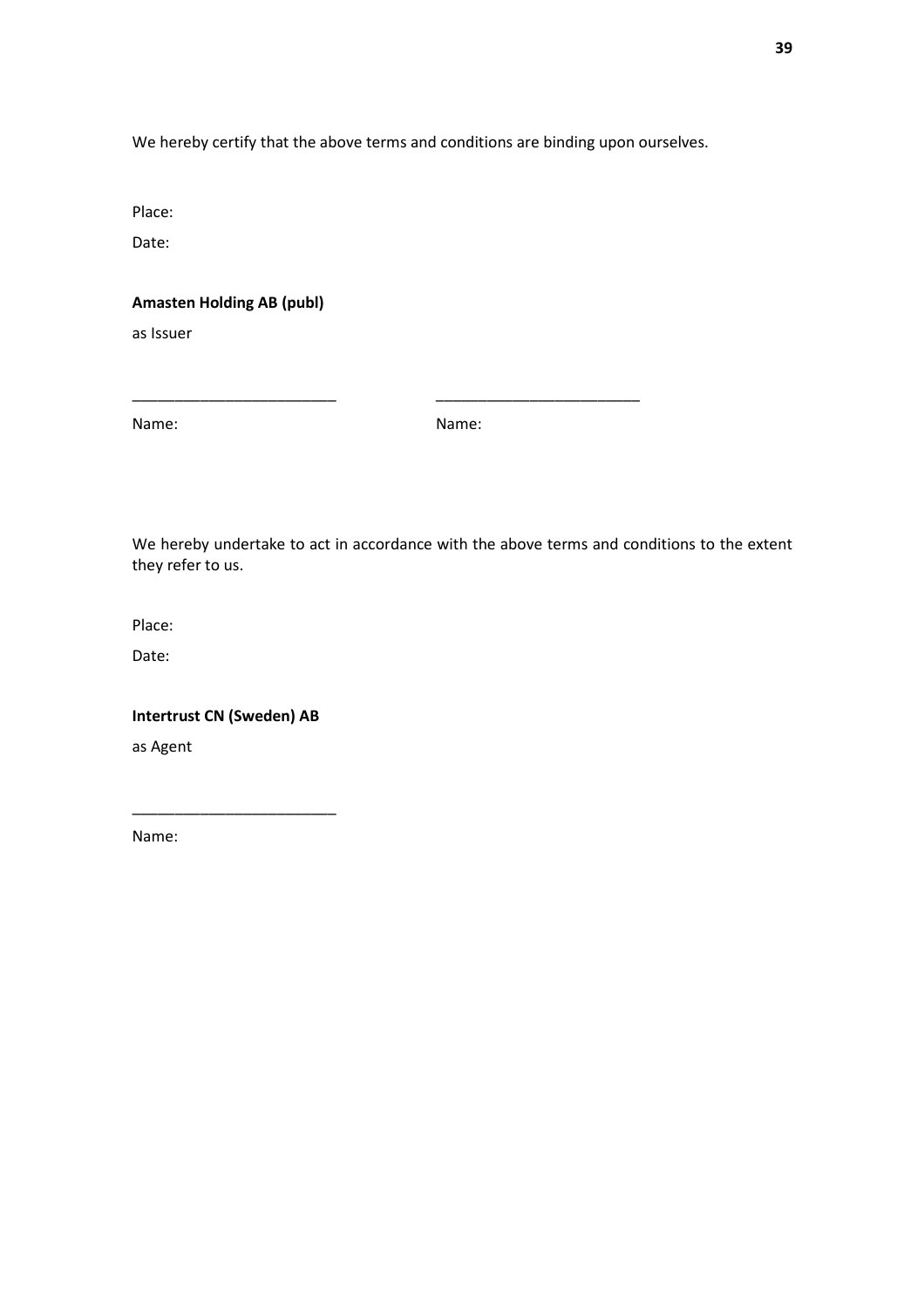We hereby certify that the above terms and conditions are binding upon ourselves.

Place:

Date:

**Amasten Holding AB (publl)**

as Issuer

________________________ ________________________

Name: Name:

We hereby undertake to act in accordance with the above terms and conditions to the extent they refer to us.

Place:

Date:

**Intertrust CN (Sweden) AB**

as Agent

________________________

Name: